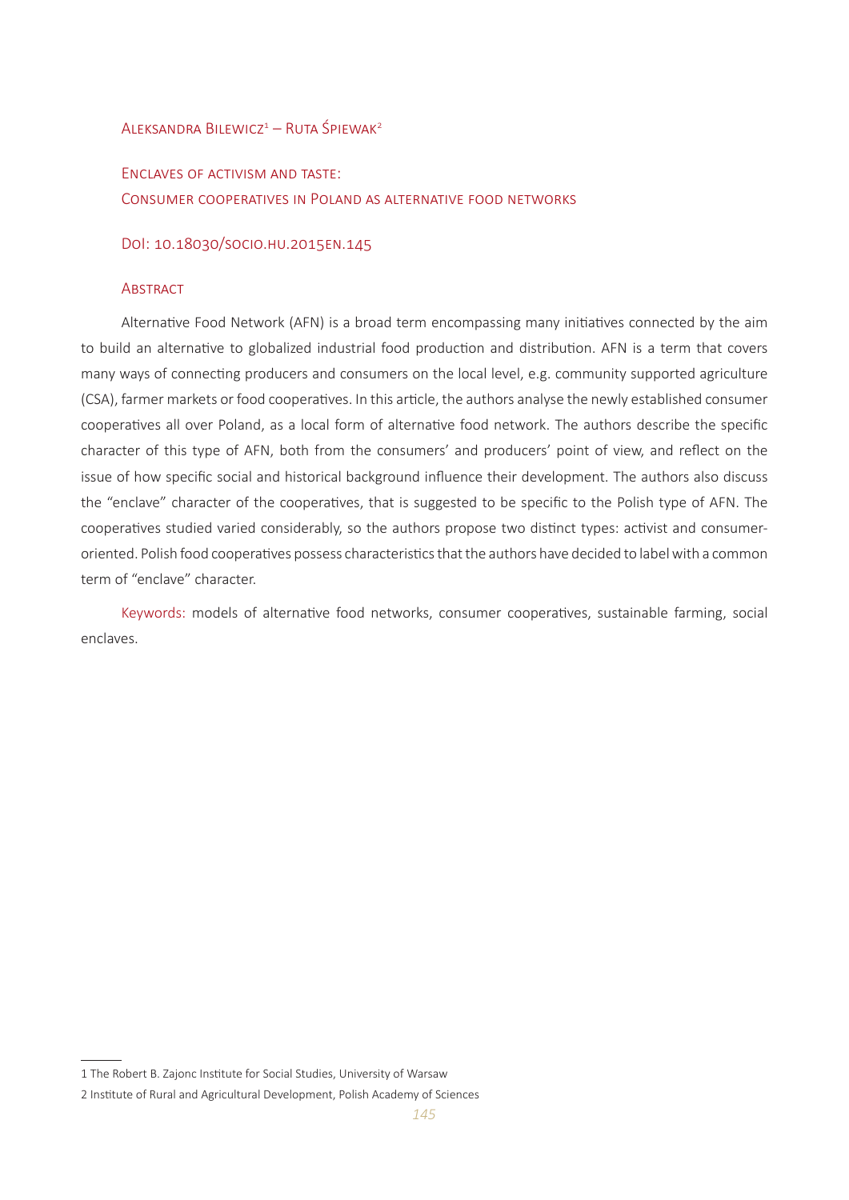Aleksandra Bilewicz[1] – Ruta Śpiewak[2]

# Enclaves of activism and taste: Consumer cooperatives in Poland as alternative food networks

DoI: 10.18030/socio.hu.2015en.145

## Abstract

Alternative Food Network (AFN) is a broad term encompassing many initiatives connected by the aim to build an alternative to globalized industrial food production and distribution. AFN is a term that covers many ways of connecting producers and consumers on the local level, e.g. community supported agriculture (CSA), farmer markets or food cooperatives. In this article, the authors analyse the newly established consumer cooperatives all over Poland, as a local form of alternative food network. The authors describe the specific character of this type of AFN, both from the consumers' and producers' point of view, and reflect on the issue of how specific social and historical background influence their development. The authors also discuss the "enclave" character of the cooperatives, that is suggested to be specific to the Polish type of AFN. The cooperatives studied varied considerably, so the authors propose two distinct types: activist and consumer-oriented. Polish food cooperatives possess characteristics that the authors have decided to label with a common term of "enclave" character.

Keywords: models of alternative food networks, consumer cooperatives, sustainable farming, social enclaves.

---

1 The Robert B. Zajonc Institute for Social Studies, University of Warsaw

2 Institute of Rural and Agricultural Development, Polish Academy of Sciences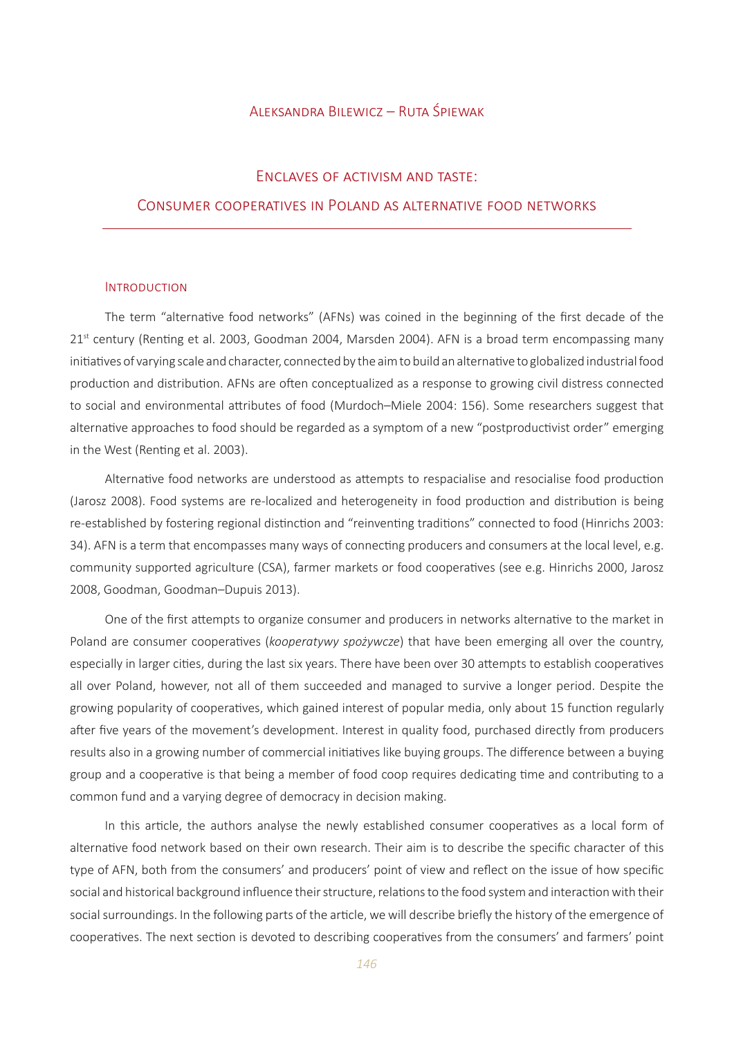Aleksandra Bilewicz – Ruta Śpiewak

# Enclaves of activism and taste: Consumer cooperatives in Poland as alternative food networks

## Introduction

The term "alternative food networks" (AFNs) was coined in the beginning of the first decade of the 21st century (Renting et al. 2003, Goodman 2004, Marsden 2004). AFN is a broad term encompassing many initiatives of varying scale and character, connected by the aim to build an alternative to globalized industrial food production and distribution. AFNs are often conceptualized as a response to growing civil distress connected to social and environmental attributes of food (Murdoch–Miele 2004: 156). Some researchers suggest that alternative approaches to food should be regarded as a symptom of a new "postproductivist order" emerging in the West (Renting et al. 2003).

Alternative food networks are understood as attempts to respacialise and resocialise food production (Jarosz 2008). Food systems are re-localized and heterogeneity in food production and distribution is being re-established by fostering regional distinction and "reinventing traditions" connected to food (Hinrichs 2003: 34). AFN is a term that encompasses many ways of connecting producers and consumers at the local level, e.g. community supported agriculture (CSA), farmer markets or food cooperatives (see e.g. Hinrichs 2000, Jarosz 2008, Goodman, Goodman–Dupuis 2013).

One of the first attempts to organize consumer and producers in networks alternative to the market in Poland are consumer cooperatives (*kooperatywy spożywcze*) that have been emerging all over the country, especially in larger cities, during the last six years. There have been over 30 attempts to establish cooperatives all over Poland, however, not all of them succeeded and managed to survive a longer period. Despite the growing popularity of cooperatives, which gained interest of popular media, only about 15 function regularly after five years of the movement's development. Interest in quality food, purchased directly from producers results also in a growing number of commercial initiatives like buying groups. The difference between a buying group and a cooperative is that being a member of food coop requires dedicating time and contributing to a common fund and a varying degree of democracy in decision making.

In this article, the authors analyse the newly established consumer cooperatives as a local form of alternative food network based on their own research. Their aim is to describe the specific character of this type of AFN, both from the consumers' and producers' point of view and reflect on the issue of how specific social and historical background influence their structure, relations to the food system and interaction with their social surroundings. In the following parts of the article, we will describe briefly the history of the emergence of cooperatives. The next section is devoted to describing cooperatives from the consumers' and farmers' point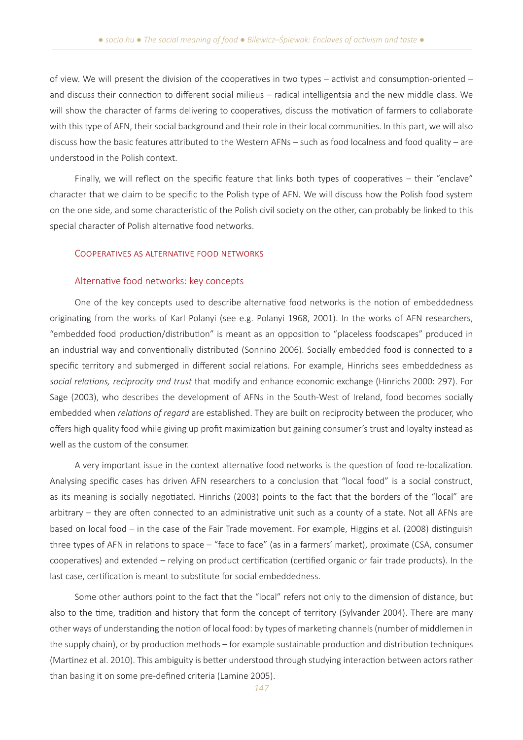of view. We will present the division of the cooperatives in two types – activist and consumption-oriented – and discuss their connection to different social milieus – radical intelligentsia and the new middle class. We will show the character of farms delivering to cooperatives, discuss the motivation of farmers to collaborate with this type of AFN, their social background and their role in their local communities. In this part, we will also discuss how the basic features attributed to the Western AFNs – such as food localness and food quality – are understood in the Polish context.

Finally, we will reflect on the specific feature that links both types of cooperatives – their "enclave" character that we claim to be specific to the Polish type of AFN. We will discuss how the Polish food system on the one side, and some characteristic of the Polish civil society on the other, can probably be linked to this special character of Polish alternative food networks.

## Cooperatives as alternative food networks

### Alternative food networks: key concepts

One of the key concepts used to describe alternative food networks is the notion of embeddedness originating from the works of Karl Polanyi (see e.g. Polanyi 1968, 2001). In the works of AFN researchers, "embedded food production/distribution" is meant as an opposition to "placeless foodscapes" produced in an industrial way and conventionally distributed (Sonnino 2006). Socially embedded food is connected to a specific territory and submerged in different social relations. For example, Hinrichs sees embeddedness as *social relations, reciprocity and trust* that modify and enhance economic exchange (Hinrichs 2000: 297). For Sage (2003), who describes the development of AFNs in the South-West of Ireland, food becomes socially embedded when *relations of regard* are established. They are built on reciprocity between the producer, who offers high quality food while giving up profit maximization but gaining consumer's trust and loyalty instead as well as the custom of the consumer.

A very important issue in the context alternative food networks is the question of food re-localization. Analysing specific cases has driven AFN researchers to a conclusion that "local food" is a social construct, as its meaning is socially negotiated. Hinrichs (2003) points to the fact that the borders of the "local" are arbitrary – they are often connected to an administrative unit such as a county of a state. Not all AFNs are based on local food – in the case of the Fair Trade movement. For example, Higgins et al. (2008) distinguish three types of AFN in relations to space – "face to face" (as in a farmers' market), proximate (CSA, consumer cooperatives) and extended – relying on product certification (certified organic or fair trade products). In the last case, certification is meant to substitute for social embeddedness.

Some other authors point to the fact that the "local" refers not only to the dimension of distance, but also to the time, tradition and history that form the concept of territory (Sylvander 2004). There are many other ways of understanding the notion of local food: by types of marketing channels (number of middlemen in the supply chain), or by production methods – for example sustainable production and distribution techniques (Martinez et al. 2010). This ambiguity is better understood through studying interaction between actors rather than basing it on some pre-defined criteria (Lamine 2005).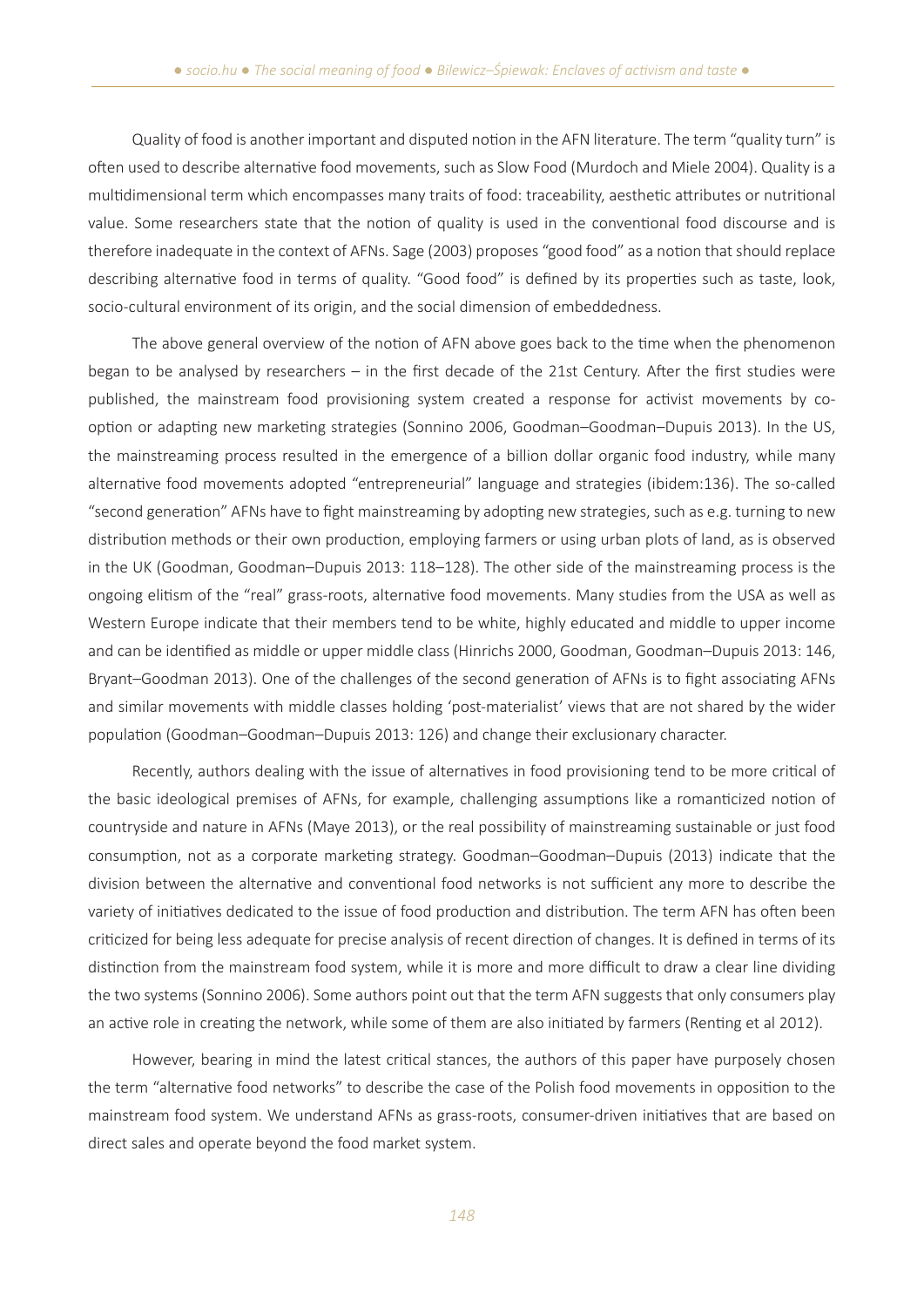Quality of food is another important and disputed notion in the AFN literature. The term "quality turn" is often used to describe alternative food movements, such as Slow Food (Murdoch and Miele 2004). Quality is a multidimensional term which encompasses many traits of food: traceability, aesthetic attributes or nutritional value. Some researchers state that the notion of quality is used in the conventional food discourse and is therefore inadequate in the context of AFNs. Sage (2003) proposes "good food" as a notion that should replace describing alternative food in terms of quality. "Good food" is defined by its properties such as taste, look, socio-cultural environment of its origin, and the social dimension of embeddedness.

The above general overview of the notion of AFN above goes back to the time when the phenomenon began to be analysed by researchers – in the first decade of the 21st Century. After the first studies were published, the mainstream food provisioning system created a response for activist movements by co-option or adapting new marketing strategies (Sonnino 2006, Goodman–Goodman–Dupuis 2013). In the US, the mainstreaming process resulted in the emergence of a billion dollar organic food industry, while many alternative food movements adopted "entrepreneurial" language and strategies (ibidem:136). The so-called "second generation" AFNs have to fight mainstreaming by adopting new strategies, such as e.g. turning to new distribution methods or their own production, employing farmers or using urban plots of land, as is observed in the UK (Goodman, Goodman–Dupuis 2013: 118–128). The other side of the mainstreaming process is the ongoing elitism of the "real" grass-roots, alternative food movements. Many studies from the USA as well as Western Europe indicate that their members tend to be white, highly educated and middle to upper income and can be identified as middle or upper middle class (Hinrichs 2000, Goodman, Goodman–Dupuis 2013: 146, Bryant–Goodman 2013). One of the challenges of the second generation of AFNs is to fight associating AFNs and similar movements with middle classes holding 'post-materialist' views that are not shared by the wider population (Goodman–Goodman–Dupuis 2013: 126) and change their exclusionary character.

Recently, authors dealing with the issue of alternatives in food provisioning tend to be more critical of the basic ideological premises of AFNs, for example, challenging assumptions like a romanticized notion of countryside and nature in AFNs (Maye 2013), or the real possibility of mainstreaming sustainable or just food consumption, not as a corporate marketing strategy. Goodman–Goodman–Dupuis (2013) indicate that the division between the alternative and conventional food networks is not sufficient any more to describe the variety of initiatives dedicated to the issue of food production and distribution. The term AFN has often been criticized for being less adequate for precise analysis of recent direction of changes. It is defined in terms of its distinction from the mainstream food system, while it is more and more difficult to draw a clear line dividing the two systems (Sonnino 2006). Some authors point out that the term AFN suggests that only consumers play an active role in creating the network, while some of them are also initiated by farmers (Renting et al 2012).

However, bearing in mind the latest critical stances, the authors of this paper have purposely chosen the term "alternative food networks" to describe the case of the Polish food movements in opposition to the mainstream food system. We understand AFNs as grass-roots, consumer-driven initiatives that are based on direct sales and operate beyond the food market system.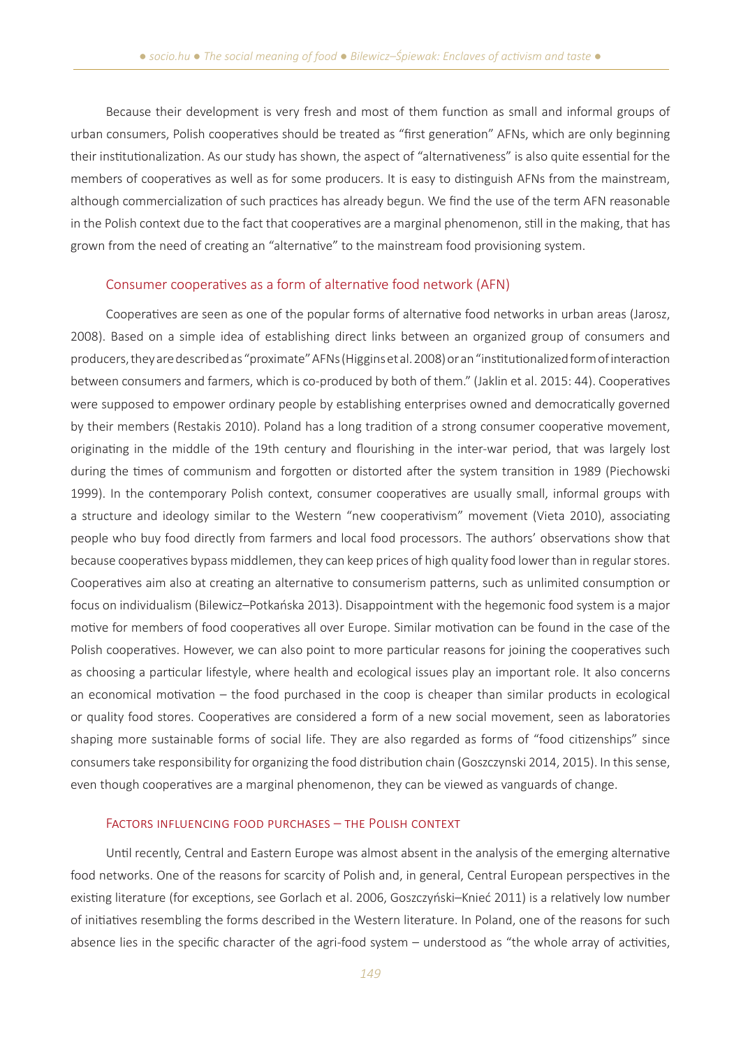Because their development is very fresh and most of them function as small and informal groups of urban consumers, Polish cooperatives should be treated as "first generation" AFNs, which are only beginning their institutionalization. As our study has shown, the aspect of "alternativeness" is also quite essential for the members of cooperatives as well as for some producers. It is easy to distinguish AFNs from the mainstream, although commercialization of such practices has already begun. We find the use of the term AFN reasonable in the Polish context due to the fact that cooperatives are a marginal phenomenon, still in the making, that has grown from the need of creating an "alternative" to the mainstream food provisioning system.

## Consumer cooperatives as a form of alternative food network (AFN)

Cooperatives are seen as one of the popular forms of alternative food networks in urban areas (Jarosz, 2008). Based on a simple idea of establishing direct links between an organized group of consumers and producers, they are described as "proximate" AFNs (Higgins et al. 2008) or an "institutionalized form of interaction between consumers and farmers, which is co-produced by both of them." (Jaklin et al. 2015: 44). Cooperatives were supposed to empower ordinary people by establishing enterprises owned and democratically governed by their members (Restakis 2010). Poland has a long tradition of a strong consumer cooperative movement, originating in the middle of the 19th century and flourishing in the inter-war period, that was largely lost during the times of communism and forgotten or distorted after the system transition in 1989 (Piechowski 1999). In the contemporary Polish context, consumer cooperatives are usually small, informal groups with a structure and ideology similar to the Western "new cooperativism" movement (Vieta 2010), associating people who buy food directly from farmers and local food processors. The authors' observations show that because cooperatives bypass middlemen, they can keep prices of high quality food lower than in regular stores. Cooperatives aim also at creating an alternative to consumerism patterns, such as unlimited consumption or focus on individualism (Bilewicz–Potkańska 2013). Disappointment with the hegemonic food system is a major motive for members of food cooperatives all over Europe. Similar motivation can be found in the case of the Polish cooperatives. However, we can also point to more particular reasons for joining the cooperatives such as choosing a particular lifestyle, where health and ecological issues play an important role. It also concerns an economical motivation – the food purchased in the coop is cheaper than similar products in ecological or quality food stores. Cooperatives are considered a form of a new social movement, seen as laboratories shaping more sustainable forms of social life. They are also regarded as forms of "food citizenships" since consumers take responsibility for organizing the food distribution chain (Goszczynski 2014, 2015). In this sense, even though cooperatives are a marginal phenomenon, they can be viewed as vanguards of change.

## Factors influencing food purchases – the Polish context

Until recently, Central and Eastern Europe was almost absent in the analysis of the emerging alternative food networks. One of the reasons for scarcity of Polish and, in general, Central European perspectives in the existing literature (for exceptions, see Gorlach et al. 2006, Goszczyński–Knieć 2011) is a relatively low number of initiatives resembling the forms described in the Western literature. In Poland, one of the reasons for such absence lies in the specific character of the agri-food system – understood as "the whole array of activities,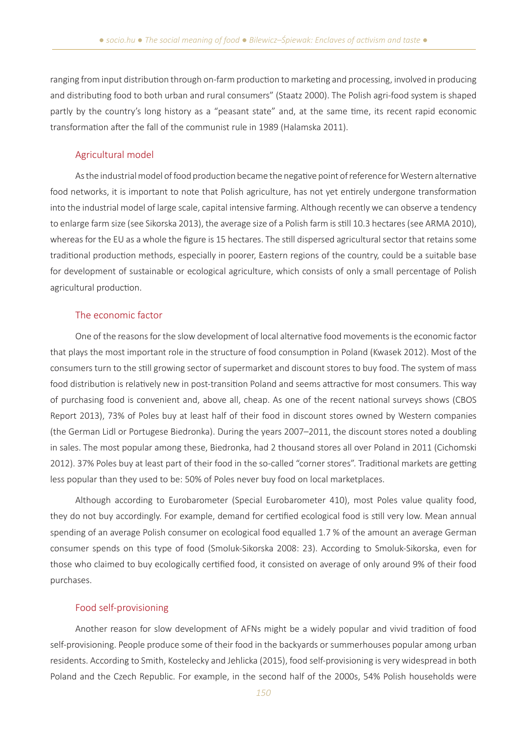ranging from input distribution through on-farm production to marketing and processing, involved in producing and distributing food to both urban and rural consumers" (Staatz 2000). The Polish agri-food system is shaped partly by the country's long history as a "peasant state" and, at the same time, its recent rapid economic transformation after the fall of the communist rule in 1989 (Halamska 2011).

### Agricultural model

As the industrial model of food production became the negative point of reference for Western alternative food networks, it is important to note that Polish agriculture, has not yet entirely undergone transformation into the industrial model of large scale, capital intensive farming. Although recently we can observe a tendency to enlarge farm size (see Sikorska 2013), the average size of a Polish farm is still 10.3 hectares (see ARMA 2010), whereas for the EU as a whole the figure is 15 hectares. The still dispersed agricultural sector that retains some traditional production methods, especially in poorer, Eastern regions of the country, could be a suitable base for development of sustainable or ecological agriculture, which consists of only a small percentage of Polish agricultural production.

### The economic factor

One of the reasons for the slow development of local alternative food movements is the economic factor that plays the most important role in the structure of food consumption in Poland (Kwasek 2012). Most of the consumers turn to the still growing sector of supermarket and discount stores to buy food. The system of mass food distribution is relatively new in post-transition Poland and seems attractive for most consumers. This way of purchasing food is convenient and, above all, cheap. As one of the recent national surveys shows (CBOS Report 2013), 73% of Poles buy at least half of their food in discount stores owned by Western companies (the German Lidl or Portugese Biedronka). During the years 2007–2011, the discount stores noted a doubling in sales. The most popular among these, Biedronka, had 2 thousand stores all over Poland in 2011 (Cichomski 2012). 37% Poles buy at least part of their food in the so-called "corner stores". Traditional markets are getting less popular than they used to be: 50% of Poles never buy food on local marketplaces.

Although according to Eurobarometer (Special Eurobarometer 410), most Poles value quality food, they do not buy accordingly. For example, demand for certified ecological food is still very low. Mean annual spending of an average Polish consumer on ecological food equalled 1.7 % of the amount an average German consumer spends on this type of food (Smoluk-Sikorska 2008: 23). According to Smoluk-Sikorska, even for those who claimed to buy ecologically certified food, it consisted on average of only around 9% of their food purchases.

### Food self-provisioning

Another reason for slow development of AFNs might be a widely popular and vivid tradition of food self-provisioning. People produce some of their food in the backyards or summerhouses popular among urban residents. According to Smith, Kostelecky and Jehlicka (2015), food self-provisioning is very widespread in both Poland and the Czech Republic. For example, in the second half of the 2000s, 54% Polish households were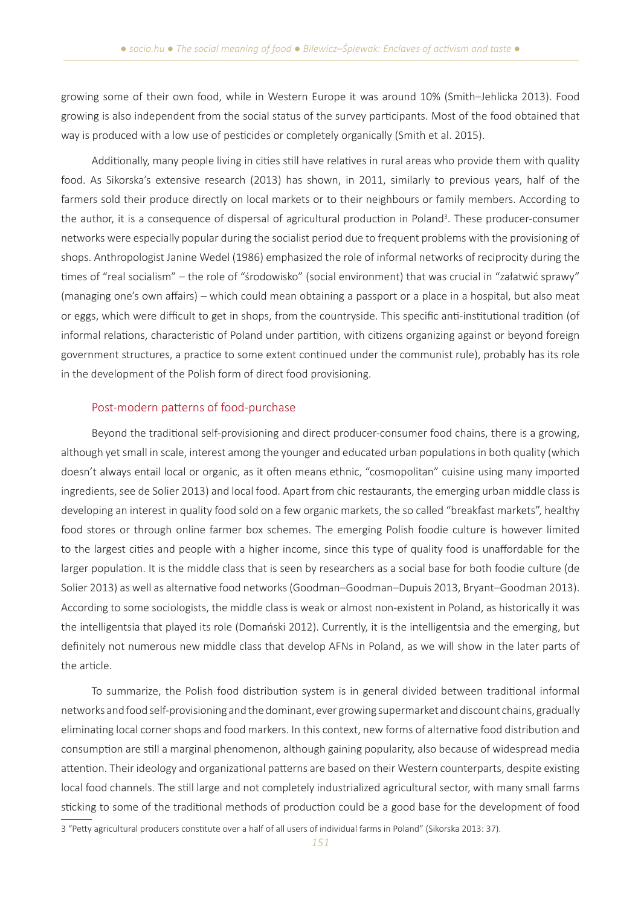growing some of their own food, while in Western Europe it was around 10% (Smith–Jehlicka 2013). Food growing is also independent from the social status of the survey participants. Most of the food obtained that way is produced with a low use of pesticides or completely organically (Smith et al. 2015).

Additionally, many people living in cities still have relatives in rural areas who provide them with quality food. As Sikorska's extensive research (2013) has shown, in 2011, similarly to previous years, half of the farmers sold their produce directly on local markets or to their neighbours or family members. According to the author, it is a consequence of dispersal of agricultural production in Poland[3]. These producer-consumer networks were especially popular during the socialist period due to frequent problems with the provisioning of shops. Anthropologist Janine Wedel (1986) emphasized the role of informal networks of reciprocity during the times of "real socialism" – the role of "środowisko" (social environment) that was crucial in "załatwić sprawy" (managing one's own affairs) – which could mean obtaining a passport or a place in a hospital, but also meat or eggs, which were difficult to get in shops, from the countryside. This specific anti-institutional tradition (of informal relations, characteristic of Poland under partition, with citizens organizing against or beyond foreign government structures, a practice to some extent continued under the communist rule), probably has its role in the development of the Polish form of direct food provisioning.

## Post-modern patterns of food-purchase

Beyond the traditional self-provisioning and direct producer-consumer food chains, there is a growing, although yet small in scale, interest among the younger and educated urban populations in both quality (which doesn't always entail local or organic, as it often means ethnic, "cosmopolitan" cuisine using many imported ingredients, see de Solier 2013) and local food. Apart from chic restaurants, the emerging urban middle class is developing an interest in quality food sold on a few organic markets, the so called "breakfast markets", healthy food stores or through online farmer box schemes. The emerging Polish foodie culture is however limited to the largest cities and people with a higher income, since this type of quality food is unaffordable for the larger population. It is the middle class that is seen by researchers as a social base for both foodie culture (de Solier 2013) as well as alternative food networks (Goodman–Goodman–Dupuis 2013, Bryant–Goodman 2013). According to some sociologists, the middle class is weak or almost non-existent in Poland, as historically it was the intelligentsia that played its role (Domański 2012). Currently, it is the intelligentsia and the emerging, but definitely not numerous new middle class that develop AFNs in Poland, as we will show in the later parts of the article.

To summarize, the Polish food distribution system is in general divided between traditional informal networks and food self-provisioning and the dominant, ever growing supermarket and discount chains, gradually eliminating local corner shops and food markers. In this context, new forms of alternative food distribution and consumption are still a marginal phenomenon, although gaining popularity, also because of widespread media attention. Their ideology and organizational patterns are based on their Western counterparts, despite existing local food channels. The still large and not completely industrialized agricultural sector, with many small farms sticking to some of the traditional methods of production could be a good base for the development of food

3 "Petty agricultural producers constitute over a half of all users of individual farms in Poland" (Sikorska 2013: 37).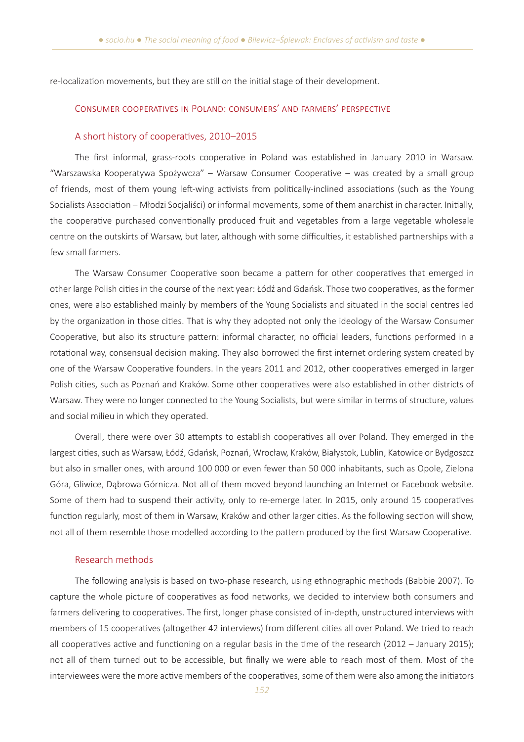re-localization movements, but they are still on the initial stage of their development.

## Consumer cooperatives in Poland: consumers' and farmers' perspective

### A short history of cooperatives, 2010–2015

The first informal, grass-roots cooperative in Poland was established in January 2010 in Warsaw. "Warszawska Kooperatywa Spożywcza" – Warsaw Consumer Cooperative – was created by a small group of friends, most of them young left-wing activists from politically-inclined associations (such as the Young Socialists Association – Młodzi Socjaliści) or informal movements, some of them anarchist in character. Initially, the cooperative purchased conventionally produced fruit and vegetables from a large vegetable wholesale centre on the outskirts of Warsaw, but later, although with some difficulties, it established partnerships with a few small farmers.

The Warsaw Consumer Cooperative soon became a pattern for other cooperatives that emerged in other large Polish cities in the course of the next year: Łódź and Gdańsk. Those two cooperatives, as the former ones, were also established mainly by members of the Young Socialists and situated in the social centres led by the organization in those cities. That is why they adopted not only the ideology of the Warsaw Consumer Cooperative, but also its structure pattern: informal character, no official leaders, functions performed in a rotational way, consensual decision making. They also borrowed the first internet ordering system created by one of the Warsaw Cooperative founders. In the years 2011 and 2012, other cooperatives emerged in larger Polish cities, such as Poznań and Kraków. Some other cooperatives were also established in other districts of Warsaw. They were no longer connected to the Young Socialists, but were similar in terms of structure, values and social milieu in which they operated.

Overall, there were over 30 attempts to establish cooperatives all over Poland. They emerged in the largest cities, such as Warsaw, Łódź, Gdańsk, Poznań, Wrocław, Kraków, Białystok, Lublin, Katowice or Bydgoszcz but also in smaller ones, with around 100 000 or even fewer than 50 000 inhabitants, such as Opole, Zielona Góra, Gliwice, Dąbrowa Górnicza. Not all of them moved beyond launching an Internet or Facebook website. Some of them had to suspend their activity, only to re-emerge later. In 2015, only around 15 cooperatives function regularly, most of them in Warsaw, Kraków and other larger cities. As the following section will show, not all of them resemble those modelled according to the pattern produced by the first Warsaw Cooperative.

### Research methods

The following analysis is based on two-phase research, using ethnographic methods (Babbie 2007). To capture the whole picture of cooperatives as food networks, we decided to interview both consumers and farmers delivering to cooperatives. The first, longer phase consisted of in-depth, unstructured interviews with members of 15 cooperatives (altogether 42 interviews) from different cities all over Poland. We tried to reach all cooperatives active and functioning on a regular basis in the time of the research (2012 – January 2015); not all of them turned out to be accessible, but finally we were able to reach most of them. Most of the interviewees were the more active members of the cooperatives, some of them were also among the initiators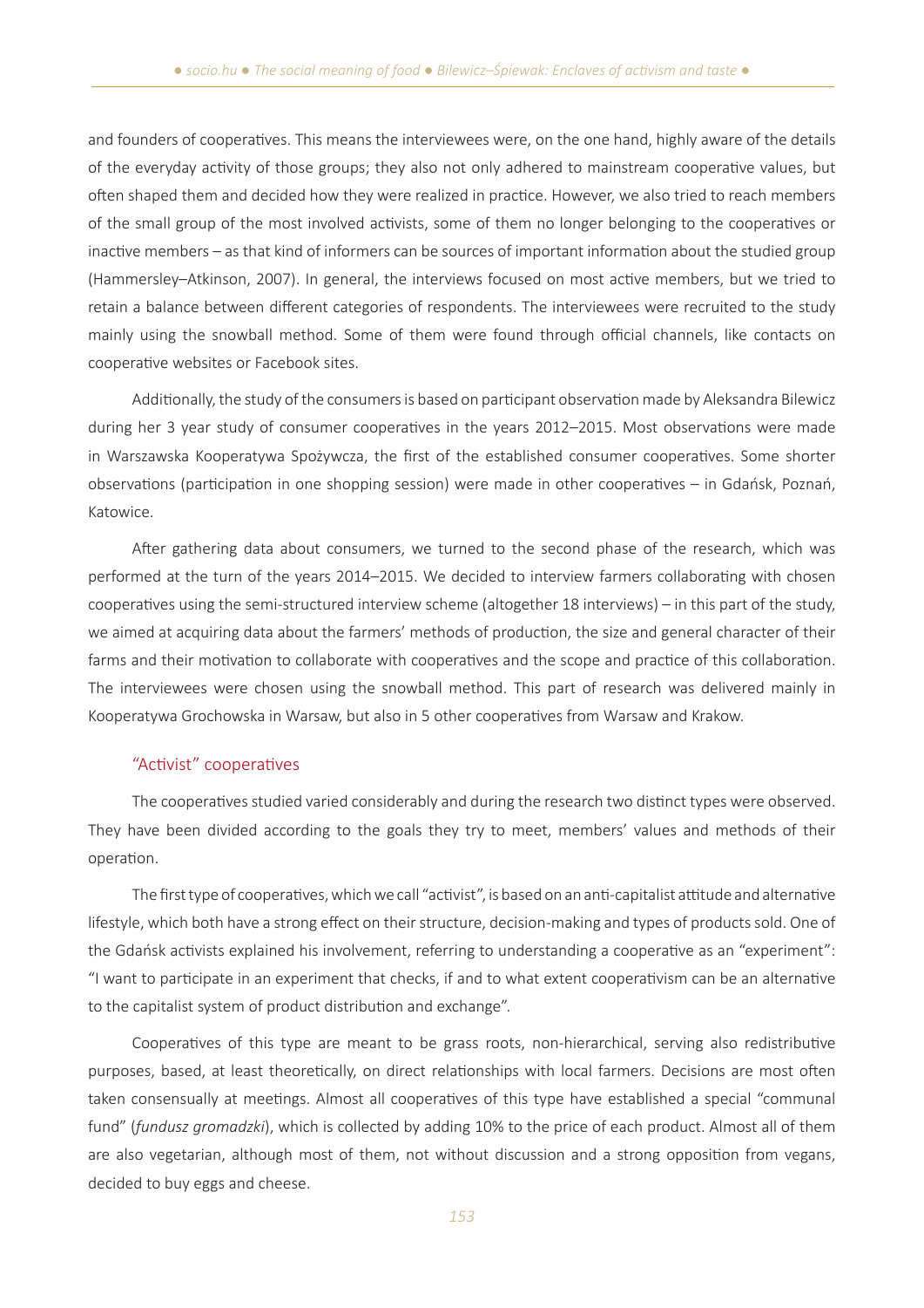and founders of cooperatives. This means the interviewees were, on the one hand, highly aware of the details of the everyday activity of those groups; they also not only adhered to mainstream cooperative values, but often shaped them and decided how they were realized in practice. However, we also tried to reach members of the small group of the most involved activists, some of them no longer belonging to the cooperatives or inactive members – as that kind of informers can be sources of important information about the studied group (Hammersley–Atkinson, 2007). In general, the interviews focused on most active members, but we tried to retain a balance between different categories of respondents. The interviewees were recruited to the study mainly using the snowball method. Some of them were found through official channels, like contacts on cooperative websites or Facebook sites.

Additionally, the study of the consumers is based on participant observation made by Aleksandra Bilewicz during her 3 year study of consumer cooperatives in the years 2012–2015. Most observations were made in Warszawska Kooperatywa Spożywcza, the first of the established consumer cooperatives. Some shorter observations (participation in one shopping session) were made in other cooperatives – in Gdańsk, Poznań, Katowice.

After gathering data about consumers, we turned to the second phase of the research, which was performed at the turn of the years 2014–2015. We decided to interview farmers collaborating with chosen cooperatives using the semi-structured interview scheme (altogether 18 interviews) – in this part of the study, we aimed at acquiring data about the farmers' methods of production, the size and general character of their farms and their motivation to collaborate with cooperatives and the scope and practice of this collaboration. The interviewees were chosen using the snowball method. This part of research was delivered mainly in Kooperatywa Grochowska in Warsaw, but also in 5 other cooperatives from Warsaw and Krakow.

## "Activist" cooperatives

The cooperatives studied varied considerably and during the research two distinct types were observed. They have been divided according to the goals they try to meet, members' values and methods of their operation.

The first type of cooperatives, which we call "activist", is based on an anti-capitalist attitude and alternative lifestyle, which both have a strong effect on their structure, decision-making and types of products sold. One of the Gdańsk activists explained his involvement, referring to understanding a cooperative as an "experiment": "I want to participate in an experiment that checks, if and to what extent cooperativism can be an alternative to the capitalist system of product distribution and exchange".

Cooperatives of this type are meant to be grass roots, non-hierarchical, serving also redistributive purposes, based, at least theoretically, on direct relationships with local farmers. Decisions are most often taken consensually at meetings. Almost all cooperatives of this type have established a special "communal fund" (*fundusz gromadzki*), which is collected by adding 10% to the price of each product. Almost all of them are also vegetarian, although most of them, not without discussion and a strong opposition from vegans, decided to buy eggs and cheese.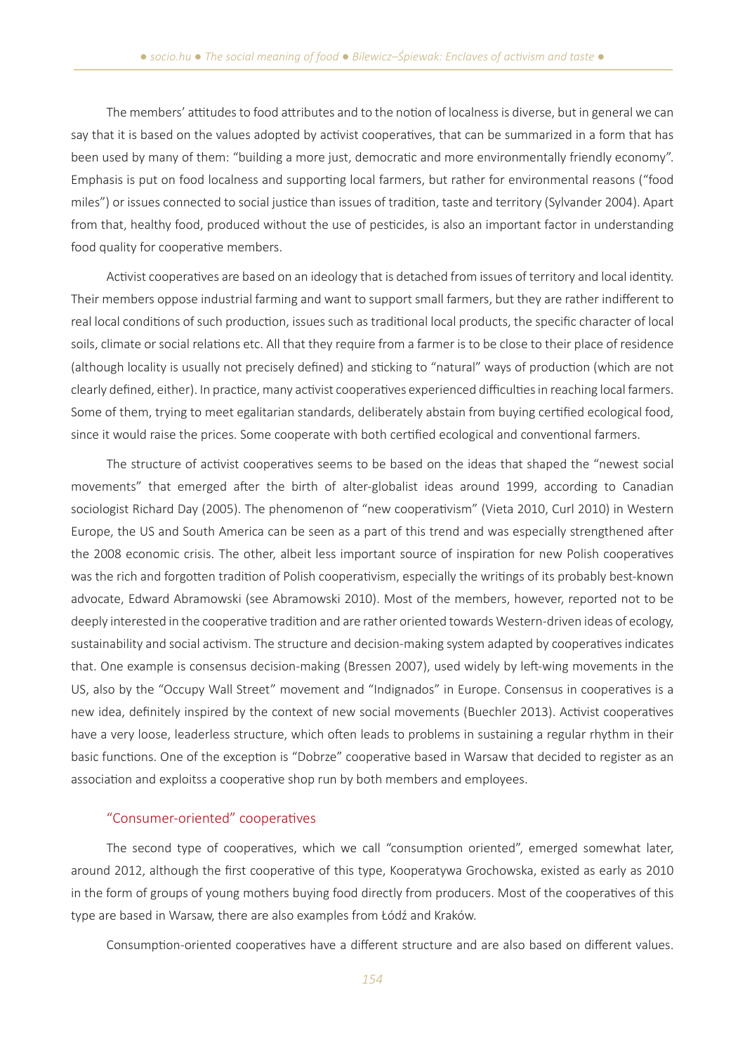The members' attitudes to food attributes and to the notion of localness is diverse, but in general we can say that it is based on the values adopted by activist cooperatives, that can be summarized in a form that has been used by many of them: "building a more just, democratic and more environmentally friendly economy". Emphasis is put on food localness and supporting local farmers, but rather for environmental reasons ("food miles") or issues connected to social justice than issues of tradition, taste and territory (Sylvander 2004). Apart from that, healthy food, produced without the use of pesticides, is also an important factor in understanding food quality for cooperative members.

Activist cooperatives are based on an ideology that is detached from issues of territory and local identity. Their members oppose industrial farming and want to support small farmers, but they are rather indifferent to real local conditions of such production, issues such as traditional local products, the specific character of local soils, climate or social relations etc. All that they require from a farmer is to be close to their place of residence (although locality is usually not precisely defined) and sticking to "natural" ways of production (which are not clearly defined, either). In practice, many activist cooperatives experienced difficulties in reaching local farmers. Some of them, trying to meet egalitarian standards, deliberately abstain from buying certified ecological food, since it would raise the prices. Some cooperate with both certified ecological and conventional farmers.

The structure of activist cooperatives seems to be based on the ideas that shaped the "newest social movements" that emerged after the birth of alter-globalist ideas around 1999, according to Canadian sociologist Richard Day (2005). The phenomenon of "new cooperativism" (Vieta 2010, Curl 2010) in Western Europe, the US and South America can be seen as a part of this trend and was especially strengthened after the 2008 economic crisis. The other, albeit less important source of inspiration for new Polish cooperatives was the rich and forgotten tradition of Polish cooperativism, especially the writings of its probably best-known advocate, Edward Abramowski (see Abramowski 2010). Most of the members, however, reported not to be deeply interested in the cooperative tradition and are rather oriented towards Western-driven ideas of ecology, sustainability and social activism. The structure and decision-making system adapted by cooperatives indicates that. One example is consensus decision-making (Bressen 2007), used widely by left-wing movements in the US, also by the "Occupy Wall Street" movement and "Indignados" in Europe. Consensus in cooperatives is a new idea, definitely inspired by the context of new social movements (Buechler 2013). Activist cooperatives have a very loose, leaderless structure, which often leads to problems in sustaining a regular rhythm in their basic functions. One of the exception is "Dobrze" cooperative based in Warsaw that decided to register as an association and exploitss a cooperative shop run by both members and employees.

### "Consumer-oriented" cooperatives

The second type of cooperatives, which we call "consumption oriented", emerged somewhat later, around 2012, although the first cooperative of this type, Kooperatywa Grochowska, existed as early as 2010 in the form of groups of young mothers buying food directly from producers. Most of the cooperatives of this type are based in Warsaw, there are also examples from Łódź and Kraków.

Consumption-oriented cooperatives have a different structure and are also based on different values.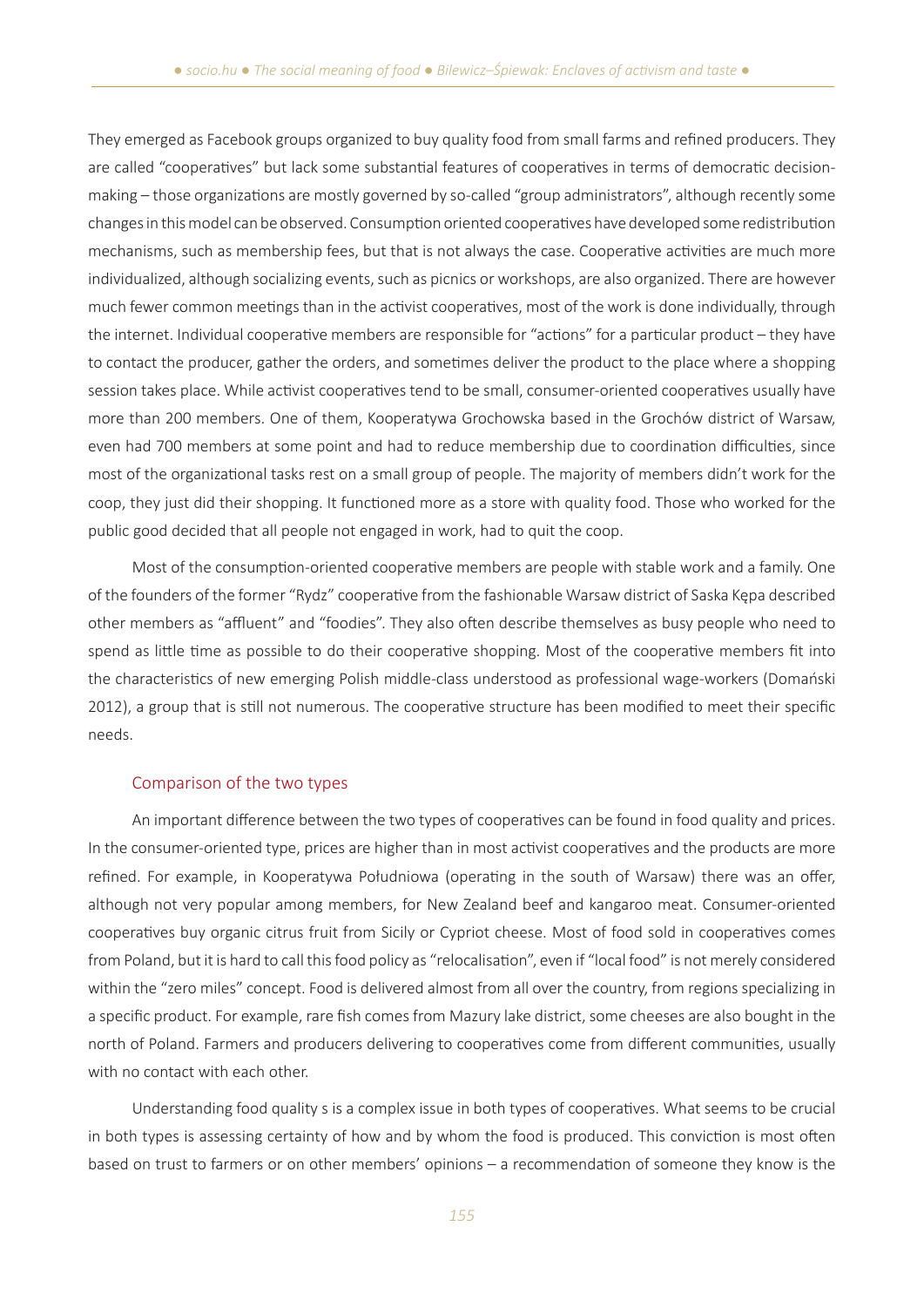They emerged as Facebook groups organized to buy quality food from small farms and refined producers. They are called "cooperatives" but lack some substantial features of cooperatives in terms of democratic decision-making – those organizations are mostly governed by so-called "group administrators", although recently some changes in this model can be observed. Consumption oriented cooperatives have developed some redistribution mechanisms, such as membership fees, but that is not always the case. Cooperative activities are much more individualized, although socializing events, such as picnics or workshops, are also organized. There are however much fewer common meetings than in the activist cooperatives, most of the work is done individually, through the internet. Individual cooperative members are responsible for "actions" for a particular product – they have to contact the producer, gather the orders, and sometimes deliver the product to the place where a shopping session takes place. While activist cooperatives tend to be small, consumer-oriented cooperatives usually have more than 200 members. One of them, Kooperatywa Grochowska based in the Grochów district of Warsaw, even had 700 members at some point and had to reduce membership due to coordination difficulties, since most of the organizational tasks rest on a small group of people. The majority of members didn't work for the coop, they just did their shopping. It functioned more as a store with quality food. Those who worked for the public good decided that all people not engaged in work, had to quit the coop.

Most of the consumption-oriented cooperative members are people with stable work and a family. One of the founders of the former "Rydz" cooperative from the fashionable Warsaw district of Saska Kępa described other members as "affluent" and "foodies". They also often describe themselves as busy people who need to spend as little time as possible to do their cooperative shopping. Most of the cooperative members fit into the characteristics of new emerging Polish middle-class understood as professional wage-workers (Domański 2012), a group that is still not numerous. The cooperative structure has been modified to meet their specific needs.

### Comparison of the two types

An important difference between the two types of cooperatives can be found in food quality and prices. In the consumer-oriented type, prices are higher than in most activist cooperatives and the products are more refined. For example, in Kooperatywa Południowa (operating in the south of Warsaw) there was an offer, although not very popular among members, for New Zealand beef and kangaroo meat. Consumer-oriented cooperatives buy organic citrus fruit from Sicily or Cypriot cheese. Most of food sold in cooperatives comes from Poland, but it is hard to call this food policy as "relocalisation", even if "local food" is not merely considered within the "zero miles" concept. Food is delivered almost from all over the country, from regions specializing in a specific product. For example, rare fish comes from Mazury lake district, some cheeses are also bought in the north of Poland. Farmers and producers delivering to cooperatives come from different communities, usually with no contact with each other.

Understanding food quality s is a complex issue in both types of cooperatives. What seems to be crucial in both types is assessing certainty of how and by whom the food is produced. This conviction is most often based on trust to farmers or on other members' opinions – a recommendation of someone they know is the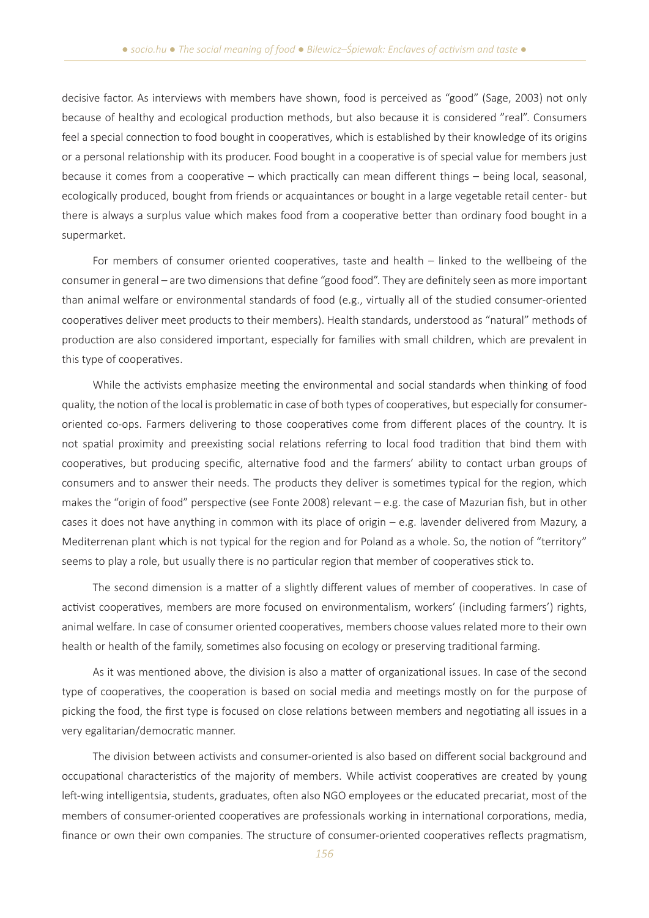decisive factor. As interviews with members have shown, food is perceived as "good" (Sage, 2003) not only because of healthy and ecological production methods, but also because it is considered "real". Consumers feel a special connection to food bought in cooperatives, which is established by their knowledge of its origins or a personal relationship with its producer. Food bought in a cooperative is of special value for members just because it comes from a cooperative – which practically can mean different things – being local, seasonal, ecologically produced, bought from friends or acquaintances or bought in a large vegetable retail center- but there is always a surplus value which makes food from a cooperative better than ordinary food bought in a supermarket.

For members of consumer oriented cooperatives, taste and health – linked to the wellbeing of the consumer in general – are two dimensions that define "good food". They are definitely seen as more important than animal welfare or environmental standards of food (e.g., virtually all of the studied consumer-oriented cooperatives deliver meet products to their members). Health standards, understood as "natural" methods of production are also considered important, especially for families with small children, which are prevalent in this type of cooperatives.

While the activists emphasize meeting the environmental and social standards when thinking of food quality, the notion of the local is problematic in case of both types of cooperatives, but especially for consumer-oriented co-ops. Farmers delivering to those cooperatives come from different places of the country. It is not spatial proximity and preexisting social relations referring to local food tradition that bind them with cooperatives, but producing specific, alternative food and the farmers' ability to contact urban groups of consumers and to answer their needs. The products they deliver is sometimes typical for the region, which makes the "origin of food" perspective (see Fonte 2008) relevant – e.g. the case of Mazurian fish, but in other cases it does not have anything in common with its place of origin – e.g. lavender delivered from Mazury, a Mediterrenan plant which is not typical for the region and for Poland as a whole. So, the notion of "territory" seems to play a role, but usually there is no particular region that member of cooperatives stick to.

The second dimension is a matter of a slightly different values of member of cooperatives. In case of activist cooperatives, members are more focused on environmentalism, workers' (including farmers') rights, animal welfare. In case of consumer oriented cooperatives, members choose values related more to their own health or health of the family, sometimes also focusing on ecology or preserving traditional farming.

As it was mentioned above, the division is also a matter of organizational issues. In case of the second type of cooperatives, the cooperation is based on social media and meetings mostly on for the purpose of picking the food, the first type is focused on close relations between members and negotiating all issues in a very egalitarian/democratic manner.

The division between activists and consumer-oriented is also based on different social background and occupational characteristics of the majority of members. While activist cooperatives are created by young left-wing intelligentsia, students, graduates, often also NGO employees or the educated precariat, most of the members of consumer-oriented cooperatives are professionals working in international corporations, media, finance or own their own companies. The structure of consumer-oriented cooperatives reflects pragmatism,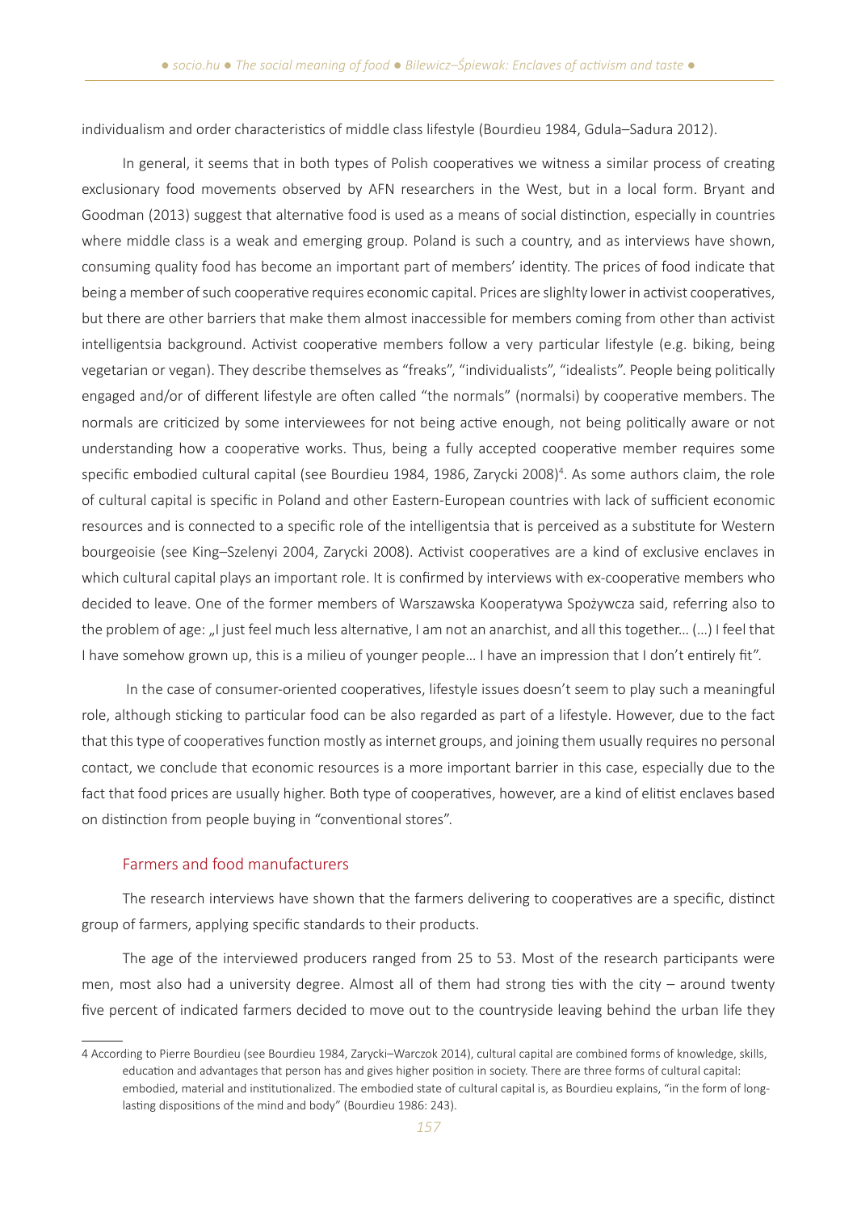individualism and order characteristics of middle class lifestyle (Bourdieu 1984, Gdula–Sadura 2012).

In general, it seems that in both types of Polish cooperatives we witness a similar process of creating exclusionary food movements observed by AFN researchers in the West, but in a local form. Bryant and Goodman (2013) suggest that alternative food is used as a means of social distinction, especially in countries where middle class is a weak and emerging group. Poland is such a country, and as interviews have shown, consuming quality food has become an important part of members' identity. The prices of food indicate that being a member of such cooperative requires economic capital. Prices are slighlty lower in activist cooperatives, but there are other barriers that make them almost inaccessible for members coming from other than activist intelligentsia background. Activist cooperative members follow a very particular lifestyle (e.g. biking, being vegetarian or vegan). They describe themselves as "freaks", "individualists", "idealists". People being politically engaged and/or of different lifestyle are often called "the normals" (normalsi) by cooperative members. The normals are criticized by some interviewees for not being active enough, not being politically aware or not understanding how a cooperative works. Thus, being a fully accepted cooperative member requires some specific embodied cultural capital (see Bourdieu 1984, 1986, Zarycki 2008)[4]. As some authors claim, the role of cultural capital is specific in Poland and other Eastern-European countries with lack of sufficient economic resources and is connected to a specific role of the intelligentsia that is perceived as a substitute for Western bourgeoisie (see King–Szelenyi 2004, Zarycki 2008). Activist cooperatives are a kind of exclusive enclaves in which cultural capital plays an important role. It is confirmed by interviews with ex-cooperative members who decided to leave. One of the former members of Warszawska Kooperatywa Spożywcza said, referring also to the problem of age: „I just feel much less alternative, I am not an anarchist, and all this together… (…) I feel that I have somehow grown up, this is a milieu of younger people… I have an impression that I don't entirely fit".

In the case of consumer-oriented cooperatives, lifestyle issues doesn't seem to play such a meaningful role, although sticking to particular food can be also regarded as part of a lifestyle. However, due to the fact that this type of cooperatives function mostly as internet groups, and joining them usually requires no personal contact, we conclude that economic resources is a more important barrier in this case, especially due to the fact that food prices are usually higher. Both type of cooperatives, however, are a kind of elitist enclaves based on distinction from people buying in "conventional stores".

### Farmers and food manufacturers

The research interviews have shown that the farmers delivering to cooperatives are a specific, distinct group of farmers, applying specific standards to their products.

The age of the interviewed producers ranged from 25 to 53. Most of the research participants were men, most also had a university degree. Almost all of them had strong ties with the city – around twenty five percent of indicated farmers decided to move out to the countryside leaving behind the urban life they

---

4 According to Pierre Bourdieu (see Bourdieu 1984, Zarycki–Warczok 2014), cultural capital are combined forms of knowledge, skills, education and advantages that person has and gives higher position in society. There are three forms of cultural capital: embodied, material and institutionalized. The embodied state of cultural capital is, as Bourdieu explains, "in the form of long-lasting dispositions of the mind and body" (Bourdieu 1986: 243).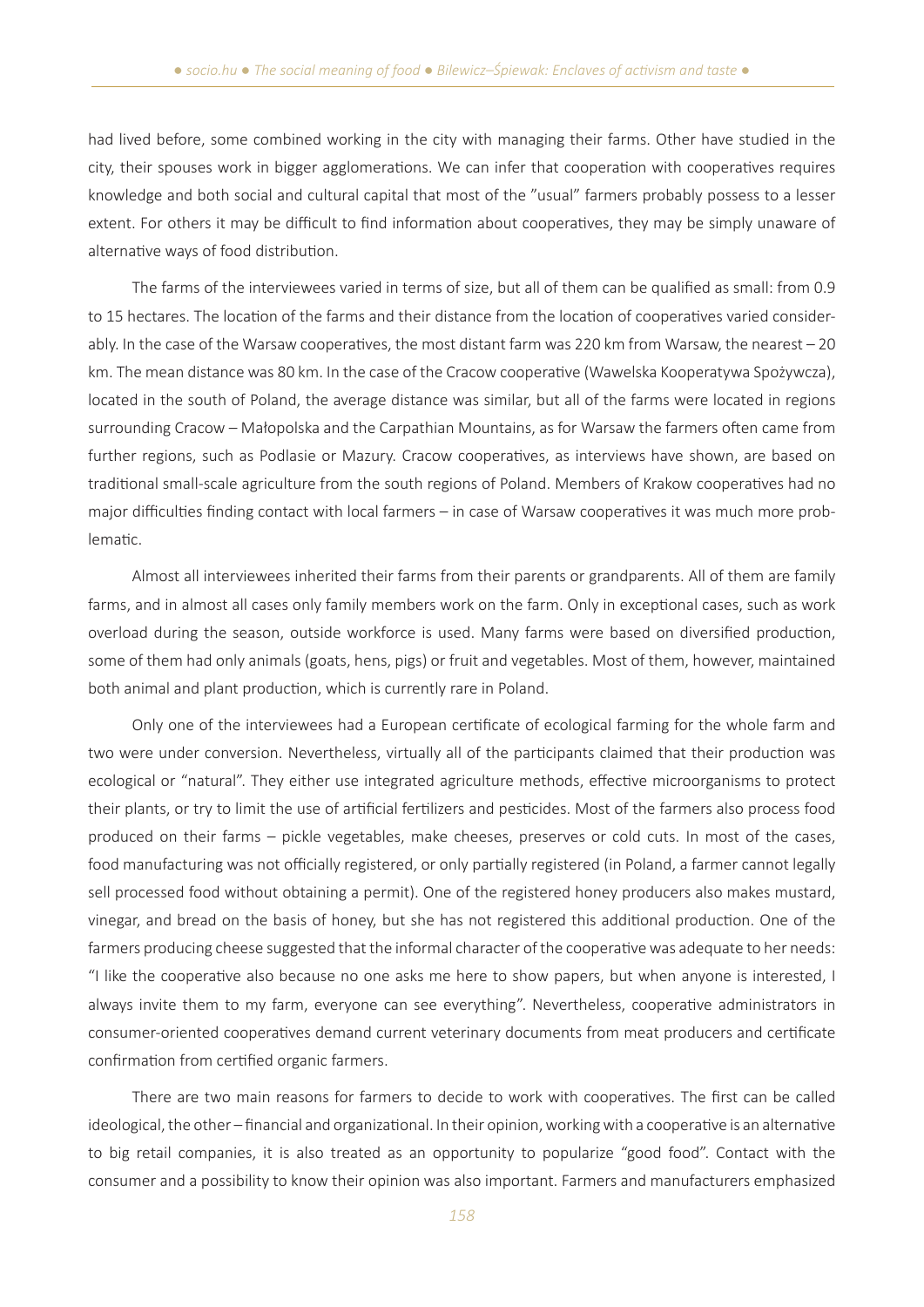had lived before, some combined working in the city with managing their farms. Other have studied in the city, their spouses work in bigger agglomerations. We can infer that cooperation with cooperatives requires knowledge and both social and cultural capital that most of the ”usual” farmers probably possess to a lesser extent. For others it may be difficult to find information about cooperatives, they may be simply unaware of alternative ways of food distribution.

The farms of the interviewees varied in terms of size, but all of them can be qualified as small: from 0.9 to 15 hectares. The location of the farms and their distance from the location of cooperatives varied considerably. In the case of the Warsaw cooperatives, the most distant farm was 220 km from Warsaw, the nearest – 20 km. The mean distance was 80 km. In the case of the Cracow cooperative (Wawelska Kooperatywa Spożywcza), located in the south of Poland, the average distance was similar, but all of the farms were located in regions surrounding Cracow – Małopolska and the Carpathian Mountains, as for Warsaw the farmers often came from further regions, such as Podlasie or Mazury. Cracow cooperatives, as interviews have shown, are based on traditional small-scale agriculture from the south regions of Poland. Members of Krakow cooperatives had no major difficulties finding contact with local farmers – in case of Warsaw cooperatives it was much more problematic.

Almost all interviewees inherited their farms from their parents or grandparents. All of them are family farms, and in almost all cases only family members work on the farm. Only in exceptional cases, such as work overload during the season, outside workforce is used. Many farms were based on diversified production, some of them had only animals (goats, hens, pigs) or fruit and vegetables. Most of them, however, maintained both animal and plant production, which is currently rare in Poland.

Only one of the interviewees had a European certificate of ecological farming for the whole farm and two were under conversion. Nevertheless, virtually all of the participants claimed that their production was ecological or “natural”. They either use integrated agriculture methods, effective microorganisms to protect their plants, or try to limit the use of artificial fertilizers and pesticides. Most of the farmers also process food produced on their farms – pickle vegetables, make cheeses, preserves or cold cuts. In most of the cases, food manufacturing was not officially registered, or only partially registered (in Poland, a farmer cannot legally sell processed food without obtaining a permit). One of the registered honey producers also makes mustard, vinegar, and bread on the basis of honey, but she has not registered this additional production. One of the farmers producing cheese suggested that the informal character of the cooperative was adequate to her needs: “I like the cooperative also because no one asks me here to show papers, but when anyone is interested, I always invite them to my farm, everyone can see everything”. Nevertheless, cooperative administrators in consumer-oriented cooperatives demand current veterinary documents from meat producers and certificate confirmation from certified organic farmers.

There are two main reasons for farmers to decide to work with cooperatives. The first can be called ideological, the other – financial and organizational. In their opinion, working with a cooperative is an alternative to big retail companies, it is also treated as an opportunity to popularize “good food”. Contact with the consumer and a possibility to know their opinion was also important. Farmers and manufacturers emphasized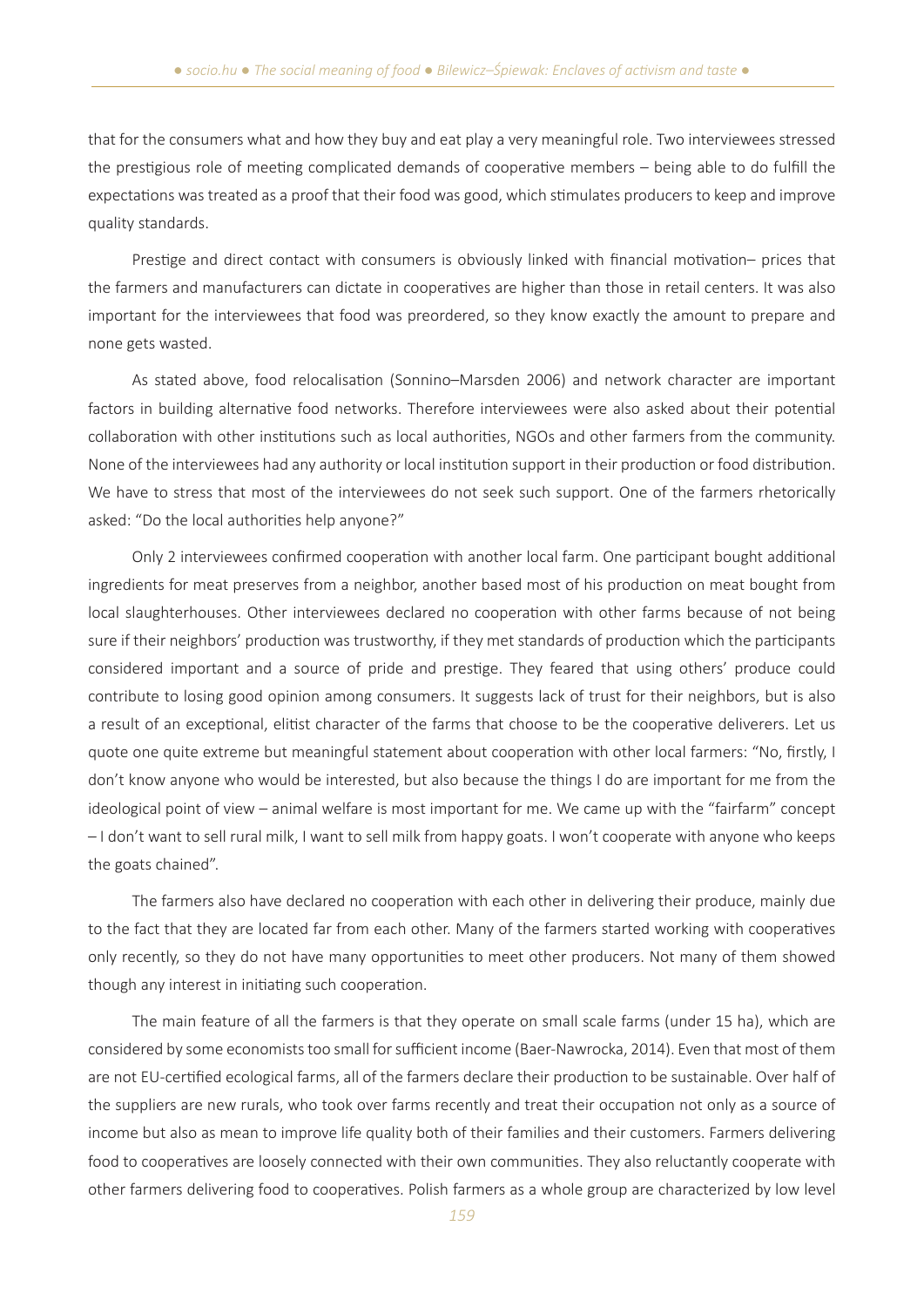that for the consumers what and how they buy and eat play a very meaningful role. Two interviewees stressed the prestigious role of meeting complicated demands of cooperative members – being able to do fulfill the expectations was treated as a proof that their food was good, which stimulates producers to keep and improve quality standards.

Prestige and direct contact with consumers is obviously linked with financial motivation– prices that the farmers and manufacturers can dictate in cooperatives are higher than those in retail centers. It was also important for the interviewees that food was preordered, so they know exactly the amount to prepare and none gets wasted.

As stated above, food relocalisation (Sonnino–Marsden 2006) and network character are important factors in building alternative food networks. Therefore interviewees were also asked about their potential collaboration with other institutions such as local authorities, NGOs and other farmers from the community. None of the interviewees had any authority or local institution support in their production or food distribution. We have to stress that most of the interviewees do not seek such support. One of the farmers rhetorically asked: "Do the local authorities help anyone?"

Only 2 interviewees confirmed cooperation with another local farm. One participant bought additional ingredients for meat preserves from a neighbor, another based most of his production on meat bought from local slaughterhouses. Other interviewees declared no cooperation with other farms because of not being sure if their neighbors' production was trustworthy, if they met standards of production which the participants considered important and a source of pride and prestige. They feared that using others' produce could contribute to losing good opinion among consumers. It suggests lack of trust for their neighbors, but is also a result of an exceptional, elitist character of the farms that choose to be the cooperative deliverers. Let us quote one quite extreme but meaningful statement about cooperation with other local farmers: "No, firstly, I don't know anyone who would be interested, but also because the things I do are important for me from the ideological point of view – animal welfare is most important for me. We came up with the "fairfarm" concept – I don't want to sell rural milk, I want to sell milk from happy goats. I won't cooperate with anyone who keeps the goats chained".

The farmers also have declared no cooperation with each other in delivering their produce, mainly due to the fact that they are located far from each other. Many of the farmers started working with cooperatives only recently, so they do not have many opportunities to meet other producers. Not many of them showed though any interest in initiating such cooperation.

The main feature of all the farmers is that they operate on small scale farms (under 15 ha), which are considered by some economists too small for sufficient income (Baer-Nawrocka, 2014). Even that most of them are not EU-certified ecological farms, all of the farmers declare their production to be sustainable. Over half of the suppliers are new rurals, who took over farms recently and treat their occupation not only as a source of income but also as mean to improve life quality both of their families and their customers. Farmers delivering food to cooperatives are loosely connected with their own communities. They also reluctantly cooperate with other farmers delivering food to cooperatives. Polish farmers as a whole group are characterized by low level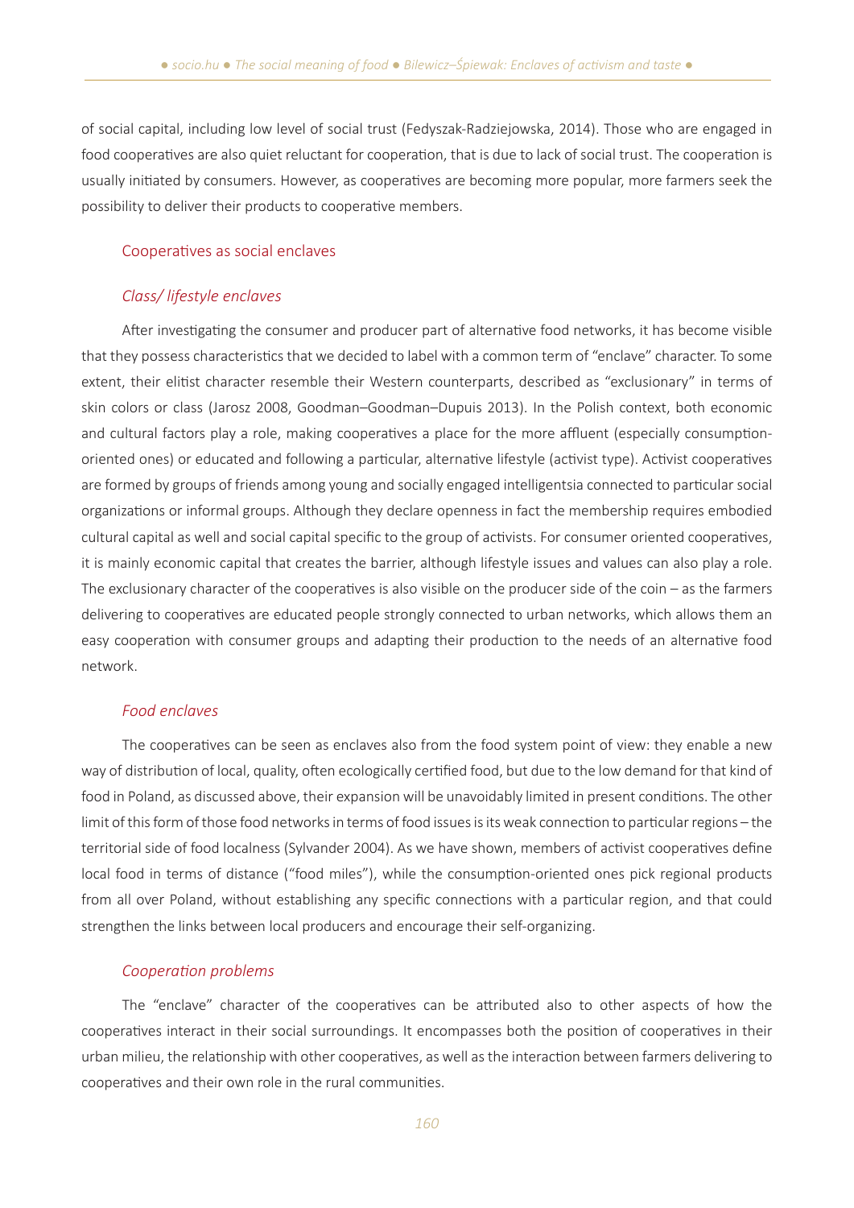of social capital, including low level of social trust (Fedyszak-Radziejowska, 2014). Those who are engaged in food cooperatives are also quiet reluctant for cooperation, that is due to lack of social trust. The cooperation is usually initiated by consumers. However, as cooperatives are becoming more popular, more farmers seek the possibility to deliver their products to cooperative members.

## Cooperatives as social enclaves

### *Class/ lifestyle enclaves*

After investigating the consumer and producer part of alternative food networks, it has become visible that they possess characteristics that we decided to label with a common term of "enclave" character. To some extent, their elitist character resemble their Western counterparts, described as "exclusionary" in terms of skin colors or class (Jarosz 2008, Goodman–Goodman–Dupuis 2013). In the Polish context, both economic and cultural factors play a role, making cooperatives a place for the more affluent (especially consumption-oriented ones) or educated and following a particular, alternative lifestyle (activist type). Activist cooperatives are formed by groups of friends among young and socially engaged intelligentsia connected to particular social organizations or informal groups. Although they declare openness in fact the membership requires embodied cultural capital as well and social capital specific to the group of activists. For consumer oriented cooperatives, it is mainly economic capital that creates the barrier, although lifestyle issues and values can also play a role. The exclusionary character of the cooperatives is also visible on the producer side of the coin – as the farmers delivering to cooperatives are educated people strongly connected to urban networks, which allows them an easy cooperation with consumer groups and adapting their production to the needs of an alternative food network.

### *Food enclaves*

The cooperatives can be seen as enclaves also from the food system point of view: they enable a new way of distribution of local, quality, often ecologically certified food, but due to the low demand for that kind of food in Poland, as discussed above, their expansion will be unavoidably limited in present conditions. The other limit of this form of those food networks in terms of food issues is its weak connection to particular regions – the territorial side of food localness (Sylvander 2004). As we have shown, members of activist cooperatives define local food in terms of distance ("food miles"), while the consumption-oriented ones pick regional products from all over Poland, without establishing any specific connections with a particular region, and that could strengthen the links between local producers and encourage their self-organizing.

### *Cooperation problems*

The "enclave" character of the cooperatives can be attributed also to other aspects of how the cooperatives interact in their social surroundings. It encompasses both the position of cooperatives in their urban milieu, the relationship with other cooperatives, as well as the interaction between farmers delivering to cooperatives and their own role in the rural communities.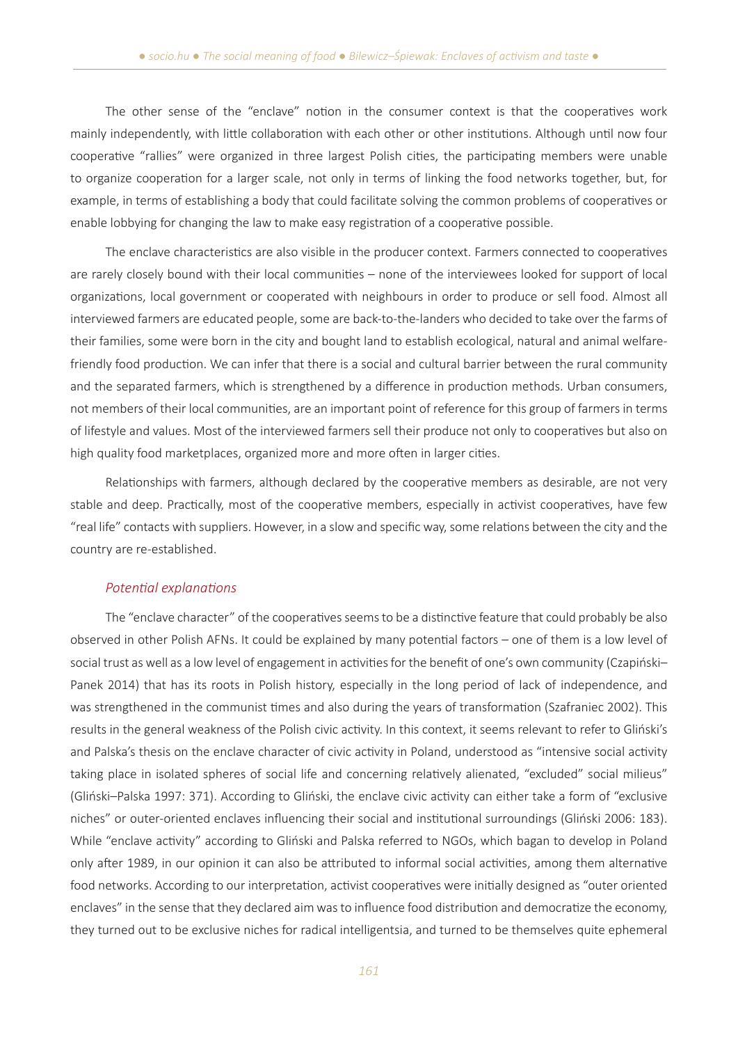The other sense of the "enclave" notion in the consumer context is that the cooperatives work mainly independently, with little collaboration with each other or other institutions. Although until now four cooperative "rallies" were organized in three largest Polish cities, the participating members were unable to organize cooperation for a larger scale, not only in terms of linking the food networks together, but, for example, in terms of establishing a body that could facilitate solving the common problems of cooperatives or enable lobbying for changing the law to make easy registration of a cooperative possible.

The enclave characteristics are also visible in the producer context. Farmers connected to cooperatives are rarely closely bound with their local communities – none of the interviewees looked for support of local organizations, local government or cooperated with neighbours in order to produce or sell food. Almost all interviewed farmers are educated people, some are back-to-the-landers who decided to take over the farms of their families, some were born in the city and bought land to establish ecological, natural and animal welfare-friendly food production. We can infer that there is a social and cultural barrier between the rural community and the separated farmers, which is strengthened by a difference in production methods. Urban consumers, not members of their local communities, are an important point of reference for this group of farmers in terms of lifestyle and values. Most of the interviewed farmers sell their produce not only to cooperatives but also on high quality food marketplaces, organized more and more often in larger cities.

Relationships with farmers, although declared by the cooperative members as desirable, are not very stable and deep. Practically, most of the cooperative members, especially in activist cooperatives, have few "real life" contacts with suppliers. However, in a slow and specific way, some relations between the city and the country are re-established.

### *Potential explanations*

The "enclave character" of the cooperatives seems to be a distinctive feature that could probably be also observed in other Polish AFNs. It could be explained by many potential factors – one of them is a low level of social trust as well as a low level of engagement in activities for the benefit of one's own community (Czapiński–Panek 2014) that has its roots in Polish history, especially in the long period of lack of independence, and was strengthened in the communist times and also during the years of transformation (Szafraniec 2002). This results in the general weakness of the Polish civic activity. In this context, it seems relevant to refer to Gliński's and Palska's thesis on the enclave character of civic activity in Poland, understood as "intensive social activity taking place in isolated spheres of social life and concerning relatively alienated, "excluded" social milieus" (Gliński–Palska 1997: 371). According to Gliński, the enclave civic activity can either take a form of "exclusive niches" or outer-oriented enclaves influencing their social and institutional surroundings (Gliński 2006: 183). While "enclave activity" according to Gliński and Palska referred to NGOs, which bagan to develop in Poland only after 1989, in our opinion it can also be attributed to informal social activities, among them alternative food networks. According to our interpretation, activist cooperatives were initially designed as "outer oriented enclaves" in the sense that they declared aim was to influence food distribution and democratize the economy, they turned out to be exclusive niches for radical intelligentsia, and turned to be themselves quite ephemeral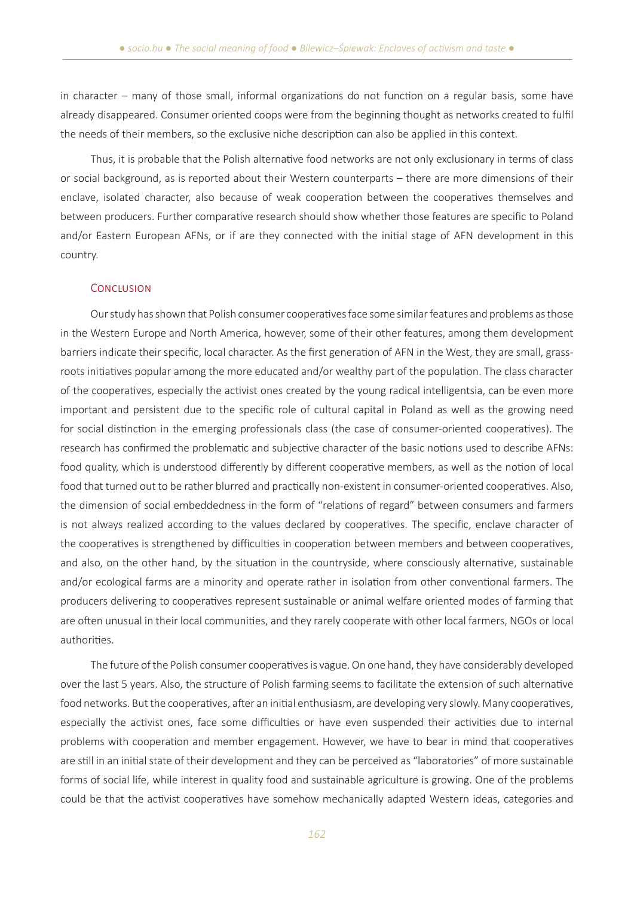in character – many of those small, informal organizations do not function on a regular basis, some have already disappeared. Consumer oriented coops were from the beginning thought as networks created to fulfil the needs of their members, so the exclusive niche description can also be applied in this context.

Thus, it is probable that the Polish alternative food networks are not only exclusionary in terms of class or social background, as is reported about their Western counterparts – there are more dimensions of their enclave, isolated character, also because of weak cooperation between the cooperatives themselves and between producers. Further comparative research should show whether those features are specific to Poland and/or Eastern European AFNs, or if are they connected with the initial stage of AFN development in this country.

## Conclusion

Our study has shown that Polish consumer cooperatives face some similar features and problems as those in the Western Europe and North America, however, some of their other features, among them development barriers indicate their specific, local character. As the first generation of AFN in the West, they are small, grass-roots initiatives popular among the more educated and/or wealthy part of the population. The class character of the cooperatives, especially the activist ones created by the young radical intelligentsia, can be even more important and persistent due to the specific role of cultural capital in Poland as well as the growing need for social distinction in the emerging professionals class (the case of consumer-oriented cooperatives). The research has confirmed the problematic and subjective character of the basic notions used to describe AFNs: food quality, which is understood differently by different cooperative members, as well as the notion of local food that turned out to be rather blurred and practically non-existent in consumer-oriented cooperatives. Also, the dimension of social embeddedness in the form of "relations of regard" between consumers and farmers is not always realized according to the values declared by cooperatives. The specific, enclave character of the cooperatives is strengthened by difficulties in cooperation between members and between cooperatives, and also, on the other hand, by the situation in the countryside, where consciously alternative, sustainable and/or ecological farms are a minority and operate rather in isolation from other conventional farmers. The producers delivering to cooperatives represent sustainable or animal welfare oriented modes of farming that are often unusual in their local communities, and they rarely cooperate with other local farmers, NGOs or local authorities.

The future of the Polish consumer cooperatives is vague. On one hand, they have considerably developed over the last 5 years. Also, the structure of Polish farming seems to facilitate the extension of such alternative food networks. But the cooperatives, after an initial enthusiasm, are developing very slowly. Many cooperatives, especially the activist ones, face some difficulties or have even suspended their activities due to internal problems with cooperation and member engagement. However, we have to bear in mind that cooperatives are still in an initial state of their development and they can be perceived as "laboratories" of more sustainable forms of social life, while interest in quality food and sustainable agriculture is growing. One of the problems could be that the activist cooperatives have somehow mechanically adapted Western ideas, categories and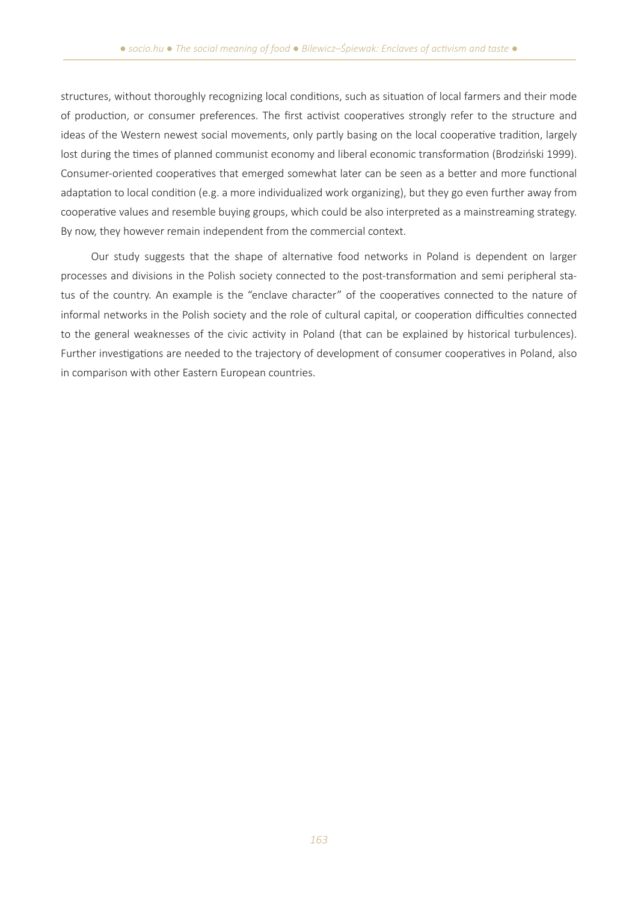structures, without thoroughly recognizing local conditions, such as situation of local farmers and their mode of production, or consumer preferences. The first activist cooperatives strongly refer to the structure and ideas of the Western newest social movements, only partly basing on the local cooperative tradition, largely lost during the times of planned communist economy and liberal economic transformation (Brodziński 1999). Consumer-oriented cooperatives that emerged somewhat later can be seen as a better and more functional adaptation to local condition (e.g. a more individualized work organizing), but they go even further away from cooperative values and resemble buying groups, which could be also interpreted as a mainstreaming strategy. By now, they however remain independent from the commercial context.

Our study suggests that the shape of alternative food networks in Poland is dependent on larger processes and divisions in the Polish society connected to the post-transformation and semi peripheral status of the country. An example is the "enclave character" of the cooperatives connected to the nature of informal networks in the Polish society and the role of cultural capital, or cooperation difficulties connected to the general weaknesses of the civic activity in Poland (that can be explained by historical turbulences). Further investigations are needed to the trajectory of development of consumer cooperatives in Poland, also in comparison with other Eastern European countries.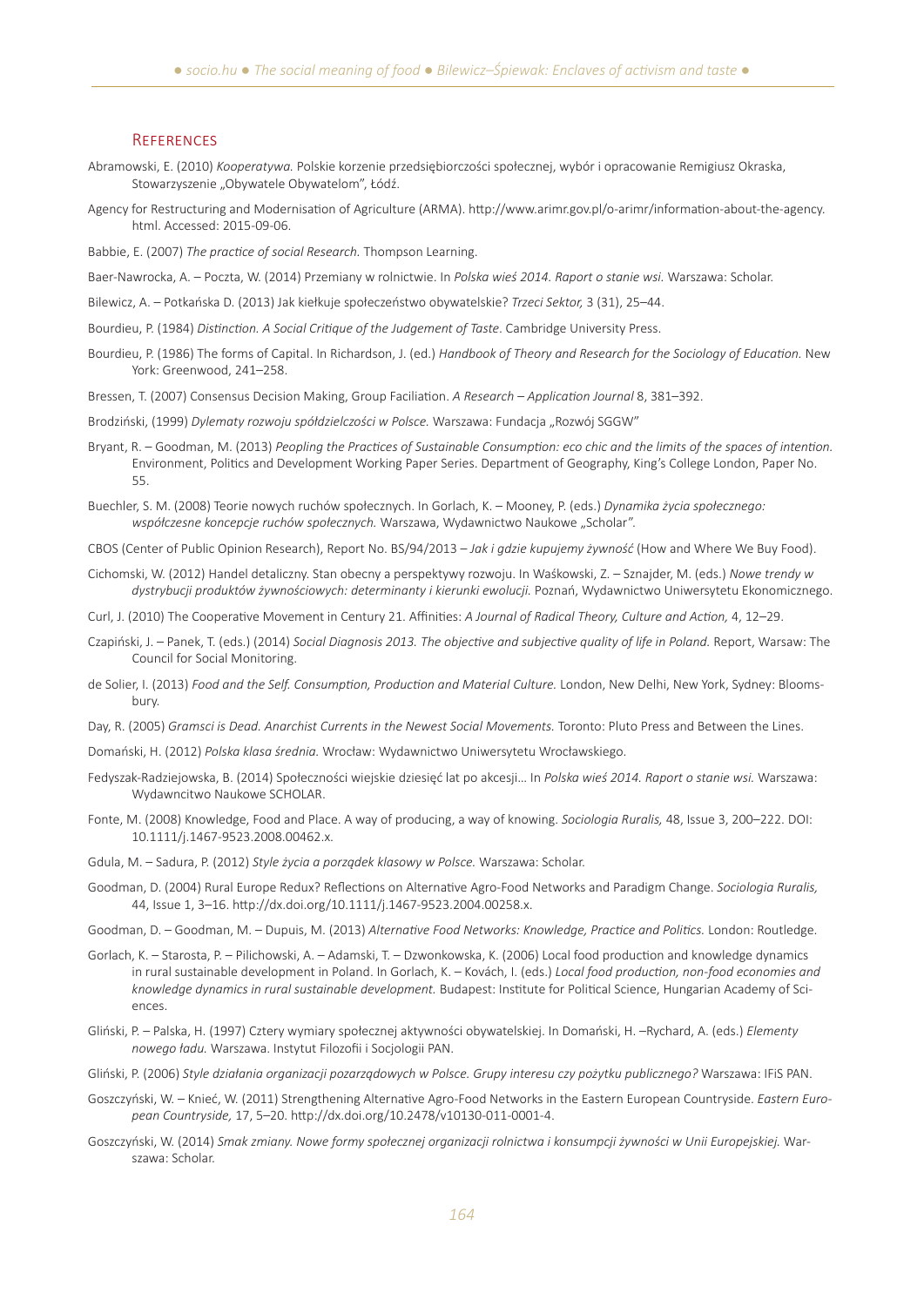## References

Abramowski, E. (2010) *Kooperatywa.* Polskie korzenie przedsiębiorczości społecznej, wybór i opracowanie Remigiusz Okraska, Stowarzyszenie „Obywatele Obywatelom", Łódź.

Agency for Restructuring and Modernisation of Agriculture (ARMA). http://www.arimr.gov.pl/o-arimr/information-about-the-agency.html. Accessed: 2015-09-06.

Babbie, E. (2007) *The practice of social Research.* Thompson Learning.

Baer-Nawrocka, A. – Poczta, W. (2014) Przemiany w rolnictwie. In *Polska wieś 2014. Raport o stanie wsi.* Warszawa: Scholar.

Bilewicz, A. – Potkańska D. (2013) Jak kiełkuje społeczeństwo obywatelskie? *Trzeci Sektor,* 3 (31), 25–44.

Bourdieu, P. (1984) *Distinction. A Social Critique of the Judgement of Taste*. Cambridge University Press.

Bourdieu, P. (1986) The forms of Capital. In Richardson, J. (ed.) *Handbook of Theory and Research for the Sociology of Education.* New York: Greenwood, 241–258.

Bressen, T. (2007) Consensus Decision Making, Group Faciliation. *A Research – Application Journal* 8, 381–392.

Brodziński, (1999) *Dylematy rozwoju spółdzielczości w Polsce.* Warszawa: Fundacja „Rozwój SGGW"

Bryant, R. – Goodman, M. (2013) *Peopling the Practices of Sustainable Consumption: eco chic and the limits of the spaces of intention.* Environment, Politics and Development Working Paper Series. Department of Geography, King's College London, Paper No. 55.

Buechler, S. M. (2008) Teorie nowych ruchów społecznych. In Gorlach, K. – Mooney, P. (eds.) *Dynamika życia społecznego: współczesne koncepcje ruchów społecznych.* Warszawa, Wydawnictwo Naukowe „Scholar".

CBOS (Center of Public Opinion Research), Report No. BS/94/2013 – *Jak i gdzie kupujemy żywność* (How and Where We Buy Food).

Cichomski, W. (2012) Handel detaliczny. Stan obecny a perspektywy rozwoju. In Waśkowski, Z. – Sznajder, M. (eds.) *Nowe trendy w dystrybucji produktów żywnościowych: determinanty i kierunki ewolucji.* Poznań, Wydawnictwo Uniwersytetu Ekonomicznego.

Curl, J. (2010) The Cooperative Movement in Century 21. Affinities: *A Journal of Radical Theory, Culture and Action,* 4, 12–29.

Czapiński, J. – Panek, T. (eds.) (2014) *Social Diagnosis 2013. The objective and subjective quality of life in Poland.* Report, Warsaw: The Council for Social Monitoring.

de Solier, I. (2013) *Food and the Self. Consumption, Production and Material Culture.* London, New Delhi, New York, Sydney: Bloomsbury.

Day, R. (2005) *Gramsci is Dead. Anarchist Currents in the Newest Social Movements.* Toronto: Pluto Press and Between the Lines.

Domański, H. (2012) *Polska klasa średnia.* Wrocław: Wydawnictwo Uniwersytetu Wrocławskiego.

Fedyszak-Radziejowska, B. (2014) Społeczności wiejskie dziesięć lat po akcesji… In *Polska wieś 2014. Raport o stanie wsi.* Warszawa: Wydawncitwo Naukowe SCHOLAR.

Fonte, M. (2008) Knowledge, Food and Place. A way of producing, a way of knowing. *Sociologia Ruralis,* 48, Issue 3, 200–222. DOI: 10.1111/j.1467-9523.2008.00462.x.

Gdula, M. – Sadura, P. (2012) *Style życia a porządek klasowy w Polsce.* Warszawa: Scholar.

Goodman, D. (2004) Rural Europe Redux? Reflections on Alternative Agro-Food Networks and Paradigm Change. *Sociologia Ruralis,* 44, Issue 1, 3–16. http://dx.doi.org/10.1111/j.1467-9523.2004.00258.x.

Goodman, D. – Goodman, M. – Dupuis, M. (2013) *Alternative Food Networks: Knowledge, Practice and Politics.* London: Routledge.

Gorlach, K. – Starosta, P. – Pilichowski, A. – Adamski, T. – Dzwonkowska, K. (2006) Local food production and knowledge dynamics in rural sustainable development in Poland. In Gorlach, K. – Kovách, I. (eds.) *Local food production, non-food economies and knowledge dynamics in rural sustainable development.* Budapest: Institute for Political Science, Hungarian Academy of Sciences.

Gliński, P. – Palska, H. (1997) Cztery wymiary społecznej aktywności obywatelskiej. In Domański, H. –Rychard, A. (eds.) *Elementy nowego ładu.* Warszawa. Instytut Filozofii i Socjologii PAN.

Gliński, P. (2006) *Style działania organizacji pozarządowych w Polsce. Grupy interesu czy pożytku publicznego?* Warszawa: IFiS PAN.

Goszczyński, W. – Knieć, W. (2011) Strengthening Alternative Agro-Food Networks in the Eastern European Countryside. *Eastern European Countryside,* 17, 5–20. http://dx.doi.org/10.2478/v10130-011-0001-4.

Goszczyński, W. (2014) *Smak zmiany. Nowe formy społecznej organizacji rolnictwa i konsumpcji żywności w Unii Europejskiej.* Warszawa: Scholar.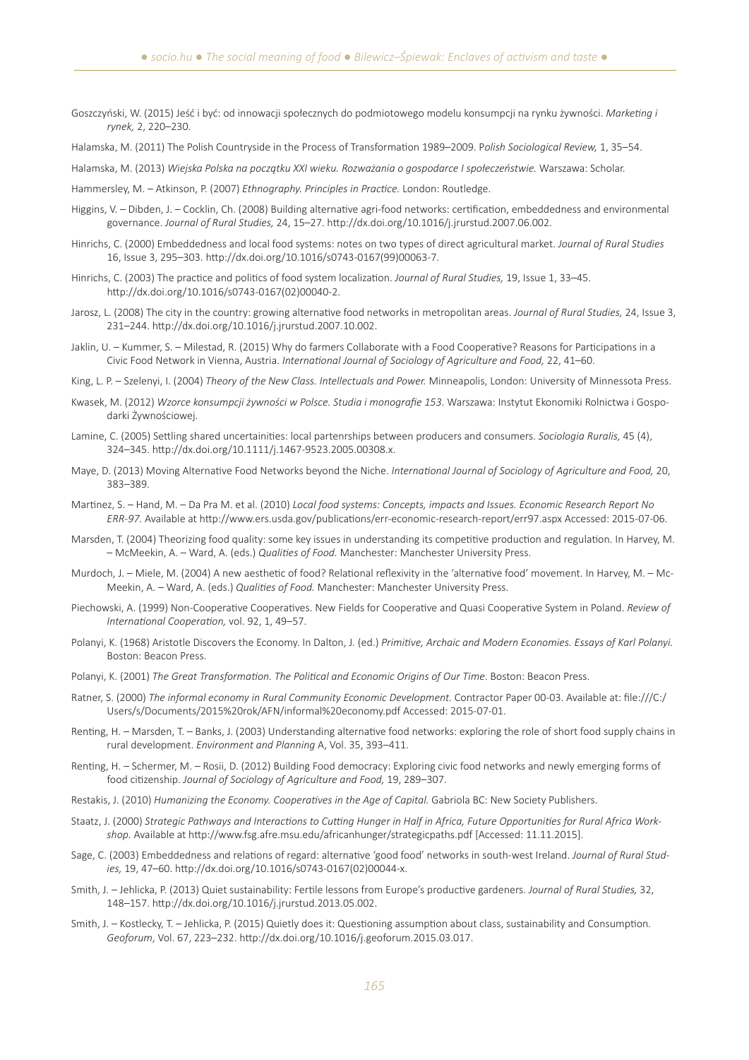Goszczyński, W. (2015) Jeść i być: od innowacji społecznych do podmiotowego modelu konsumpcji na rynku żywności. *Marketing i rynek,* 2, 220–230.

Halamska, M. (2011) The Polish Countryside in the Process of Transformation 1989–2009. P*olish Sociological Review,* 1, 35–54.

Halamska, M. (2013) *Wiejska Polska na początku XXI wieku. Rozważania o gospodarce I społeczeństwie.* Warszawa: Scholar.

Hammersley, M. – Atkinson, P. (2007) *Ethnography. Principles in Practice.* London: Routledge.

Higgins, V. – Dibden, J. – Cocklin, Ch. (2008) Building alternative agri-food networks: certification, embeddedness and environmental governance. *Journal of Rural Studies,* 24, 15–27. http://dx.doi.org/10.1016/j.jrurstud.2007.06.002.

Hinrichs, C. (2000) Embeddedness and local food systems: notes on two types of direct agricultural market. *Journal of Rural Studies* 16, Issue 3, 295–303. http://dx.doi.org/10.1016/s0743-0167(99)00063-7.

Hinrichs, C. (2003) The practice and politics of food system localization. *Journal of Rural Studies,* 19, Issue 1, 33–45. http://dx.doi.org/10.1016/s0743-0167(02)00040-2.

Jarosz, L. (2008) The city in the country: growing alternative food networks in metropolitan areas. *Journal of Rural Studies,* 24, Issue 3, 231–244. http://dx.doi.org/10.1016/j.jrurstud.2007.10.002.

Jaklin, U. – Kummer, S. – Milestad, R. (2015) Why do farmers Collaborate with a Food Cooperative? Reasons for Participations in a Civic Food Network in Vienna, Austria. *International Journal of Sociology of Agriculture and Food,* 22, 41–60.

King, L. P. – Szelenyi, I. (2004) *Theory of the New Class. Intellectuals and Power.* Minneapolis, London: University of Minnessota Press.

Kwasek, M. (2012) *Wzorce konsumpcji żywności w Polsce. Studia i monografie 153.* Warszawa: Instytut Ekonomiki Rolnictwa i Gospodarki Żywnościowej.

Lamine, C. (2005) Settling shared uncertainities: local partenrships between producers and consumers. *Sociologia Ruralis,* 45 (4), 324–345. http://dx.doi.org/10.1111/j.1467-9523.2005.00308.x.

Maye, D. (2013) Moving Alternative Food Networks beyond the Niche. *International Journal of Sociology of Agriculture and Food,* 20, 383–389.

Martinez, S. – Hand, M. – Da Pra M. et al. (2010) *Local food systems: Concepts, impacts and Issues. Economic Research Report No ERR-97.* Available at http://www.ers.usda.gov/publications/err-economic-research-report/err97.aspx Accessed: 2015-07-06.

Marsden, T. (2004) Theorizing food quality: some key issues in understanding its competitive production and regulation. In Harvey, M. – McMeekin, A. – Ward, A. (eds.) *Qualities of Food.* Manchester: Manchester University Press.

Murdoch, J. – Miele, M. (2004) A new aesthetic of food? Relational reflexivity in the 'alternative food' movement. In Harvey, M. – McMeekin, A. – Ward, A. (eds.) *Qualities of Food.* Manchester: Manchester University Press.

Piechowski, A. (1999) Non-Cooperative Cooperatives. New Fields for Cooperative and Quasi Cooperative System in Poland. *Review of International Cooperation,* vol. 92, 1, 49–57.

Polanyi, K. (1968) Aristotle Discovers the Economy. In Dalton, J. (ed.) *Primitive, Archaic and Modern Economies. Essays of Karl Polanyi.* Boston: Beacon Press.

Polanyi, K. (2001) *The Great Transformation. The Political and Economic Origins of Our Time*. Boston: Beacon Press.

Ratner, S. (2000) *The informal economy in Rural Community Economic Development.* Contractor Paper 00-03. Available at: file:///C:/Users/s/Documents/2015%20rok/AFN/informal%20economy.pdf Accessed: 2015-07-01.

Renting, H. – Marsden, T. – Banks, J. (2003) Understanding alternative food networks: exploring the role of short food supply chains in rural development. *Environment and Planning* A, Vol. 35, 393–411.

Renting, H. – Schermer, M. – Rosii, D. (2012) Building Food democracy: Exploring civic food networks and newly emerging forms of food citizenship. *Journal of Sociology of Agriculture and Food,* 19, 289–307.

Restakis, J. (2010) *Humanizing the Economy. Cooperatives in the Age of Capital.* Gabriola BC: New Society Publishers.

Staatz, J. (2000) *Strategic Pathways and Interactions to Cutting Hunger in Half in Africa, Future Opportunities for Rural Africa Workshop.* Available at http://www.fsg.afre.msu.edu/africanhunger/strategicpaths.pdf [Accessed: 11.11.2015].

Sage, C. (2003) Embeddedness and relations of regard: alternative 'good food' networks in south-west Ireland. *Journal of Rural Studies,* 19, 47–60. http://dx.doi.org/10.1016/s0743-0167(02)00044-x.

Smith, J. – Jehlicka, P. (2013) Quiet sustainability: Fertile lessons from Europe's productive gardeners. *Journal of Rural Studies,* 32, 148–157. http://dx.doi.org/10.1016/j.jrurstud.2013.05.002.

Smith, J. – Kostlecky, T. – Jehlicka, P. (2015) Quietly does it: Questioning assumption about class, sustainability and Consumption*. Geoforum*, Vol. 67, 223–232. http://dx.doi.org/10.1016/j.geoforum.2015.03.017.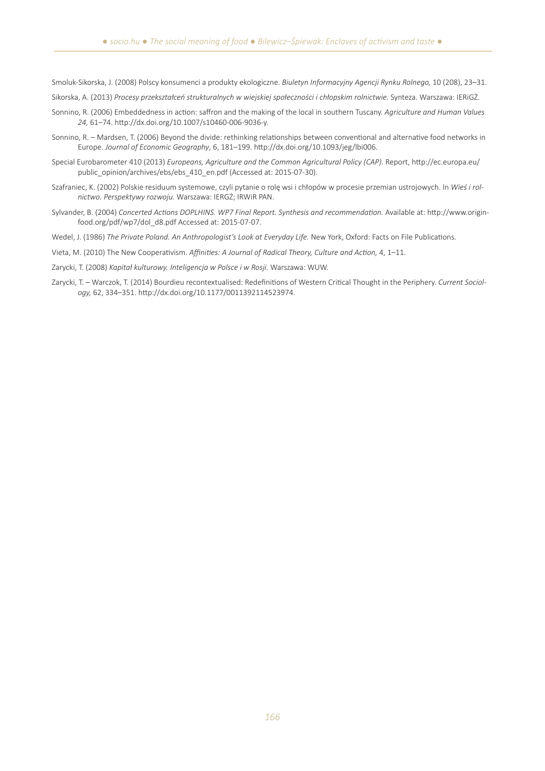Smoluk-Sikorska, J. (2008) Polscy konsumenci a produkty ekologiczne. *Biuletyn Informacyjny Agencji Rynku Rolnego,* 10 (208), 23–31.

Sikorska, A. (2013) *Procesy przekształceń strukturalnych w wiejskiej społeczności i chłopskim rolnictwie.* Synteza. Warszawa: IERiGŻ.

Sonnino, R. (2006) Embeddedness in action: saffron and the making of the local in southern Tuscany. *Agriculture and Human Values 24,* 61–74. http://dx.doi.org/10.1007/s10460-006-9036-y.

Sonnino, R. – Mardsen, T. (2006) Beyond the divide: rethinking relationships between conventional and alternative food networks in Europe. *Journal of Economic Geography*, 6, 181–199. http://dx.doi.org/10.1093/jeg/lbi006.

Special Eurobarometer 410 (2013) *Europeans, Agriculture and the Common Agricultural Policy (CAP).* Report, http://ec.europa.eu/public_opinion/archives/ebs/ebs_410_en.pdf (Accessed at: 2015-07-30).

Szafraniec, K. (2002) Polskie residuum systemowe, czyli pytanie o rolę wsi i chłopów w procesie przemian ustrojowych. In *Wieś i rolnictwo. Perspektywy rozwoju.* Warszawa: IERGŻ; IRWiR PAN.

Sylvander, B. (2004) *Concerted Actions DOPLHINS. WP7 Final Report. Synthesis and recommendation.* Available at: http://www.origin-food.org/pdf/wp7/dol_d8.pdf Accessed at: 2015-07-07.

Wedel, J. (1986) *The Private Poland. An Anthropologist's Look at Everyday Life.* New York, Oxford: Facts on File Publications.

Vieta, M. (2010) The New Cooperativism. *Affinities: A Journal of Radical Theory, Culture and Action,* 4, 1–11.

Zarycki, T. (2008) *Kapitał kulturowy. Inteligencja w Polsce i w Rosji.* Warszawa: WUW.

Zarycki, T. – Warczok, T. (2014) Bourdieu recontextualised: Redefinitions of Western Critical Thought in the Periphery. *Current Sociology,* 62, 334–351. http://dx.doi.org/10.1177/0011392114523974.